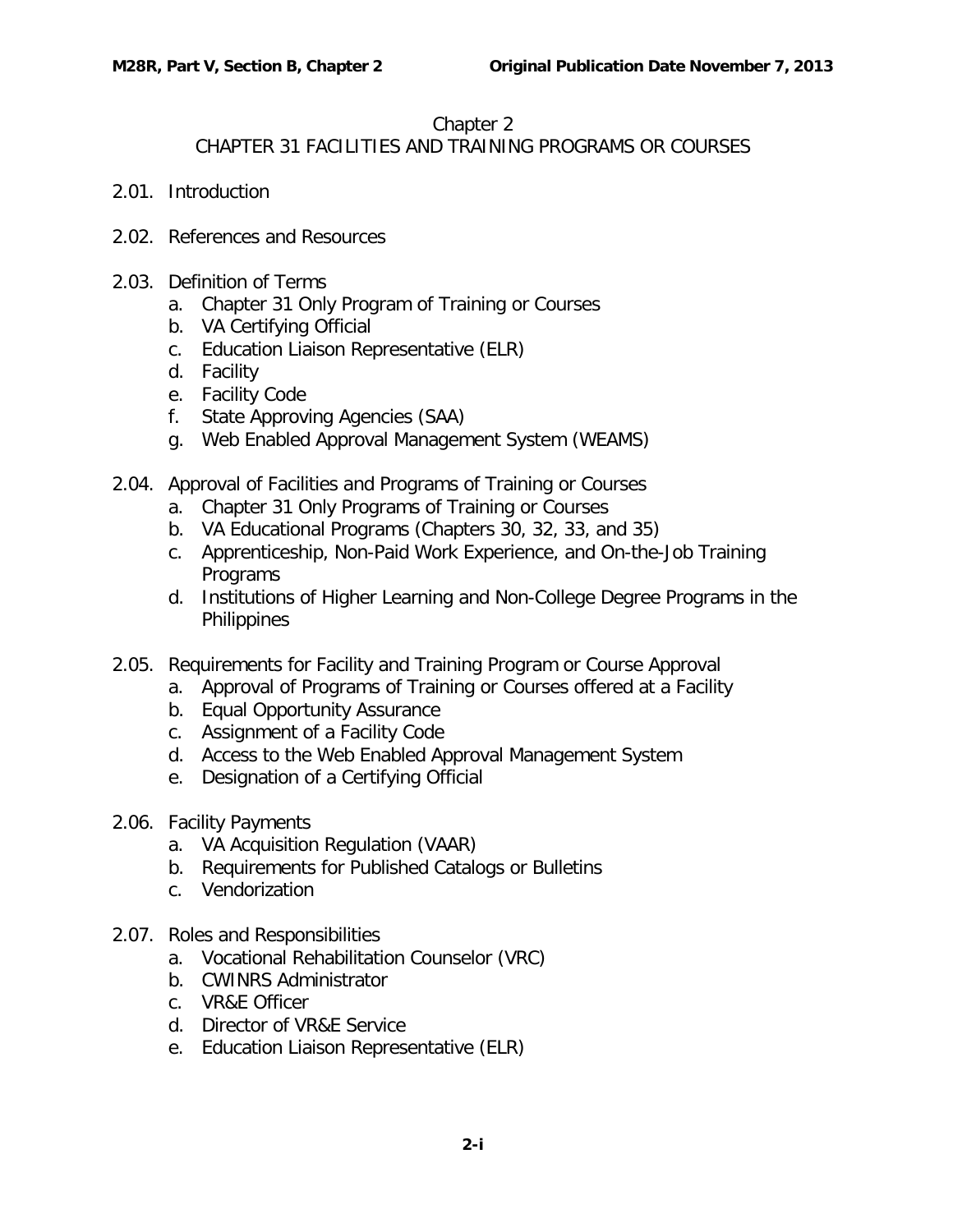# Chapter 2
## CHAPTER 31 FACILITIES AND TRAINING PROGRAMS OR COURSES

2.01. Introduction

2.02. References and Resources

2.03. Definition of Terms
   a. Chapter 31 Only Program of Training or Courses
   b. VA Certifying Official
   c. Education Liaison Representative (ELR)
   d. Facility
   e. Facility Code
   f. State Approving Agencies (SAA)
   g. Web Enabled Approval Management System (WEAMS)

2.04. Approval of Facilities and Programs of Training or Courses
   a. Chapter 31 Only Programs of Training or Courses
   b. VA Educational Programs (Chapters 30, 32, 33, and 35)
   c. Apprenticeship, Non-Paid Work Experience, and On-the-Job Training Programs
   d. Institutions of Higher Learning and Non-College Degree Programs in the Philippines

2.05. Requirements for Facility and Training Program or Course Approval
   a. Approval of Programs of Training or Courses offered at a Facility
   b. Equal Opportunity Assurance
   c. Assignment of a Facility Code
   d. Access to the Web Enabled Approval Management System
   e. Designation of a Certifying Official

2.06. Facility Payments
   a. VA Acquisition Regulation (VAAR)
   b. Requirements for Published Catalogs or Bulletins
   c. Vendorization

2.07. Roles and Responsibilities
   a. Vocational Rehabilitation Counselor (VRC)
   b. CWINRS Administrator
   c. VR&E Officer
   d. Director of VR&E Service
   e. Education Liaison Representative (ELR)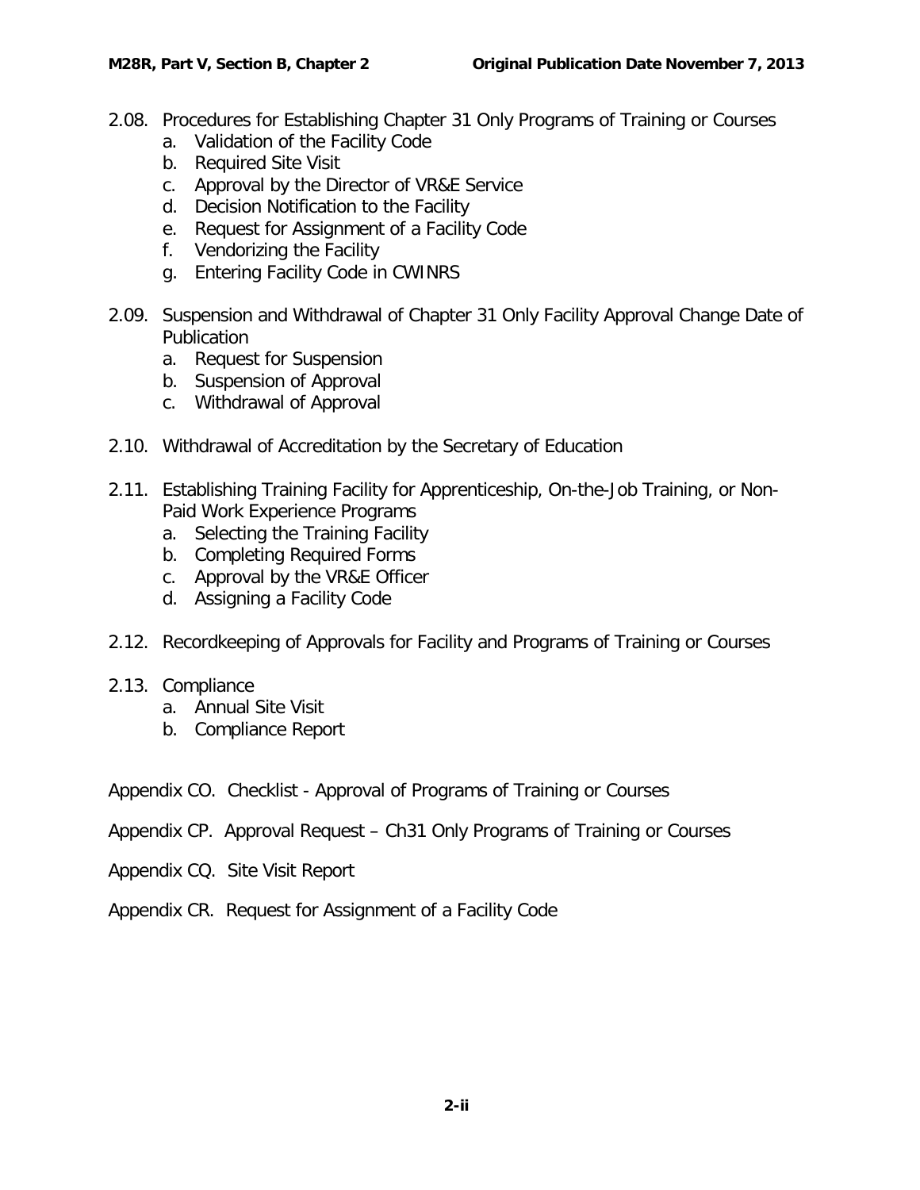2.08. Procedures for Establishing Chapter 31 Only Programs of Training or Courses
   a. Validation of the Facility Code
   b. Required Site Visit
   c. Approval by the Director of VR&E Service
   d. Decision Notification to the Facility
   e. Request for Assignment of a Facility Code
   f. Vendorizing the Facility
   g. Entering Facility Code in CWINRS

2.09. Suspension and Withdrawal of Chapter 31 Only Facility Approval Change Date of Publication
   a. Request for Suspension
   b. Suspension of Approval
   c. Withdrawal of Approval

2.10. Withdrawal of Accreditation by the Secretary of Education

2.11. Establishing Training Facility for Apprenticeship, On-the-Job Training, or Non-Paid Work Experience Programs
   a. Selecting the Training Facility
   b. Completing Required Forms
   c. Approval by the VR&E Officer
   d. Assigning a Facility Code

2.12. Recordkeeping of Approvals for Facility and Programs of Training or Courses

2.13. Compliance
   a. Annual Site Visit
   b. Compliance Report

Appendix CO. Checklist - Approval of Programs of Training or Courses

Appendix CP. Approval Request – Ch31 Only Programs of Training or Courses

Appendix CQ. Site Visit Report

Appendix CR. Request for Assignment of a Facility Code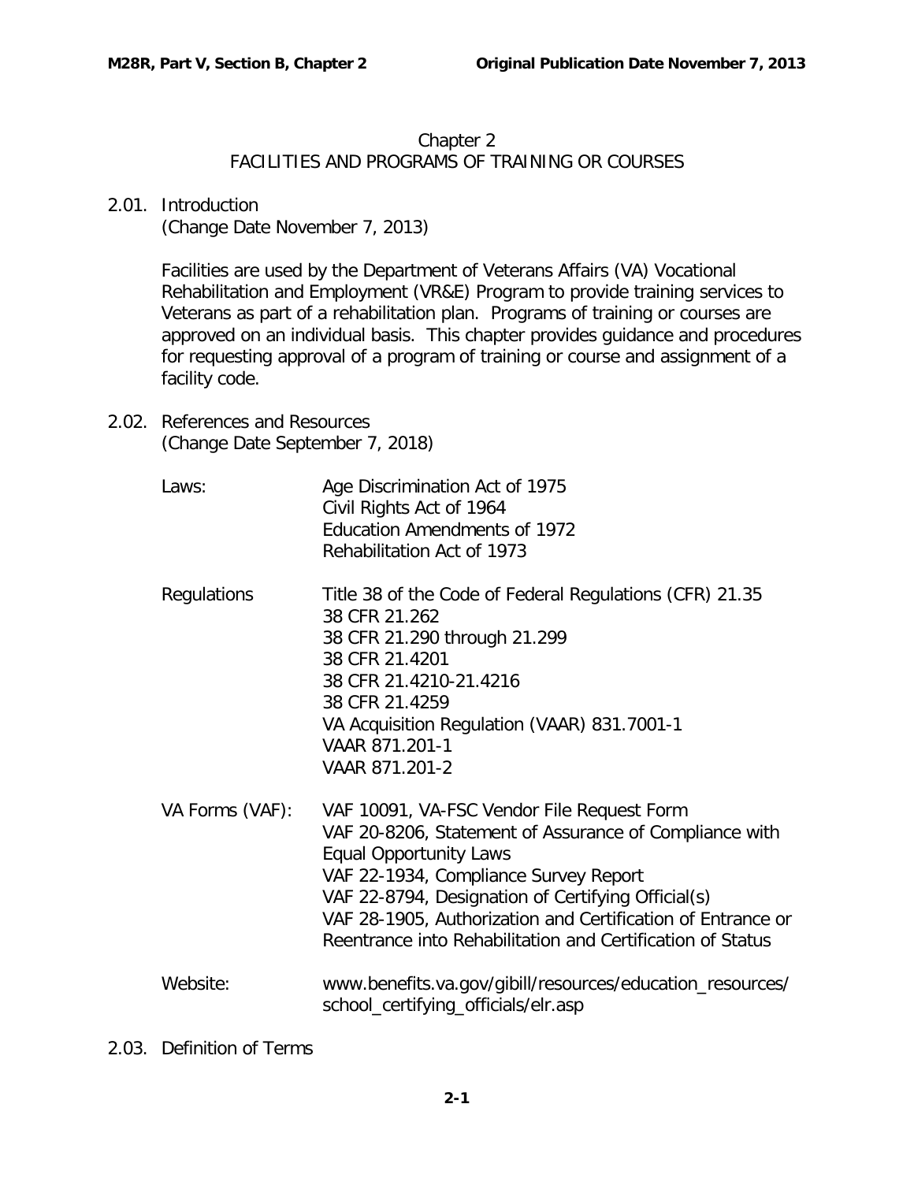# Chapter 2
# FACILITIES AND PROGRAMS OF TRAINING OR COURSES

## 2.01. Introduction
(Change Date November 7, 2013)

Facilities are used by the Department of Veterans Affairs (VA) Vocational Rehabilitation and Employment (VR&E) Program to provide training services to Veterans as part of a rehabilitation plan. Programs of training or courses are approved on an individual basis. This chapter provides guidance and procedures for requesting approval of a program of training or course and assignment of a facility code.

## 2.02. References and Resources
(Change Date September 7, 2018)

| | |
|---|---|
| Laws: | Age Discrimination Act of 1975<br>Civil Rights Act of 1964<br>Education Amendments of 1972<br>Rehabilitation Act of 1973 |
| Regulations | Title 38 of the Code of Federal Regulations (CFR) 21.35<br>38 CFR 21.262<br>38 CFR 21.290 through 21.299<br>38 CFR 21.4201<br>38 CFR 21.4210-21.4216<br>38 CFR 21.4259<br>VA Acquisition Regulation (VAAR) 831.7001-1<br>VAAR 871.201-1<br>VAAR 871.201-2 |
| VA Forms (VAF): | VAF 10091, VA-FSC Vendor File Request Form<br>VAF 20-8206, Statement of Assurance of Compliance with Equal Opportunity Laws<br>VAF 22-1934, Compliance Survey Report<br>VAF 22-8794, Designation of Certifying Official(s)<br>VAF 28-1905, Authorization and Certification of Entrance or Reentrance into Rehabilitation and Certification of Status |
| Website: | www.benefits.va.gov/gibill/resources/education_resources/school_certifying_officials/elr.asp |

## 2.03. Definition of Terms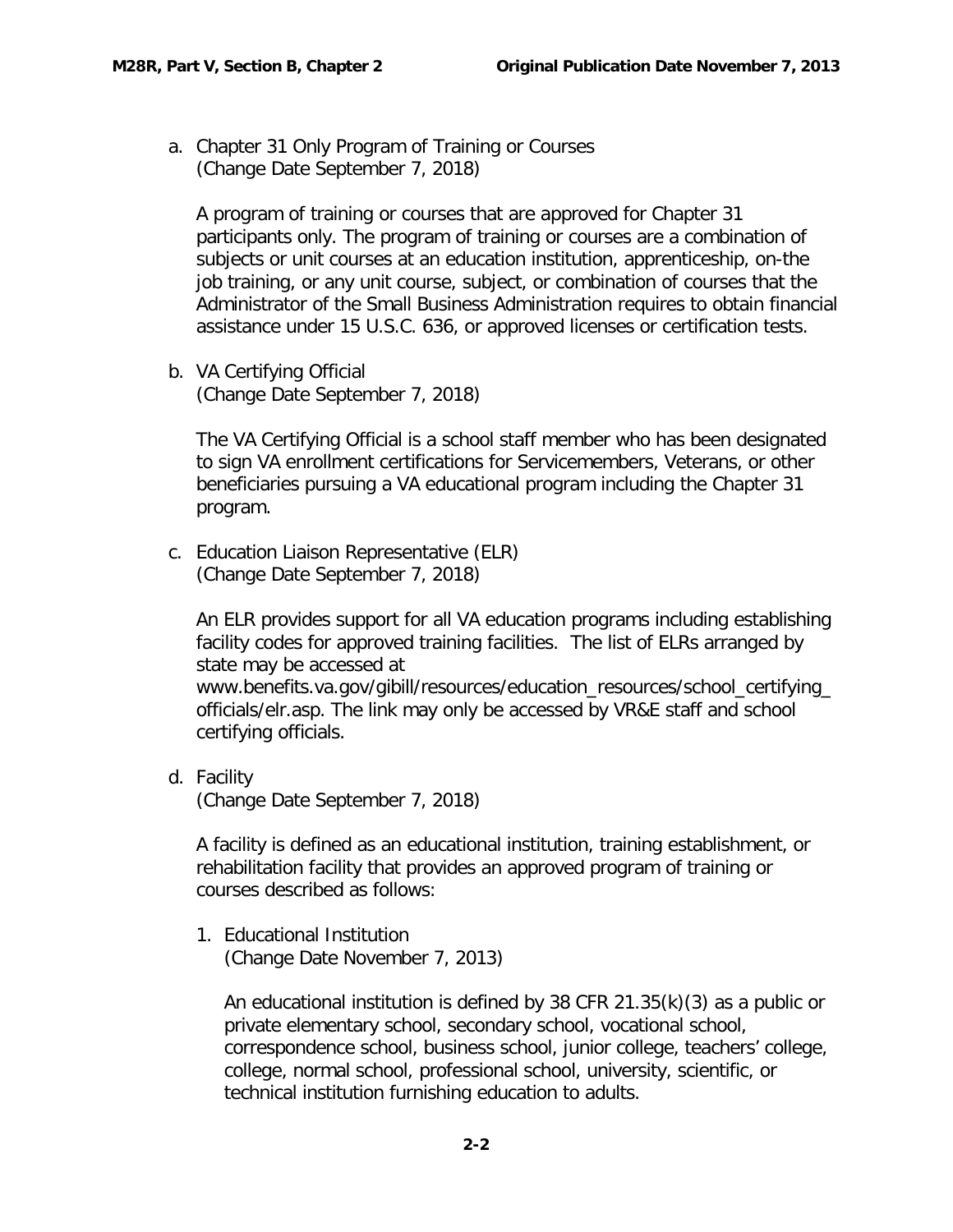a. Chapter 31 Only Program of Training or Courses
   (Change Date September 7, 2018)

   A program of training or courses that are approved for Chapter 31 participants only. The program of training or courses are a combination of subjects or unit courses at an education institution, apprenticeship, on-the job training, or any unit course, subject, or combination of courses that the Administrator of the Small Business Administration requires to obtain financial assistance under 15 U.S.C. 636, or approved licenses or certification tests.

b. VA Certifying Official
   (Change Date September 7, 2018)

   The VA Certifying Official is a school staff member who has been designated to sign VA enrollment certifications for Servicemembers, Veterans, or other beneficiaries pursuing a VA educational program including the Chapter 31 program.

c. Education Liaison Representative (ELR)
   (Change Date September 7, 2018)

   An ELR provides support for all VA education programs including establishing facility codes for approved training facilities. The list of ELRs arranged by state may be accessed at www.benefits.va.gov/gibill/resources/education_resources/school_certifying_officials/elr.asp. The link may only be accessed by VR&E staff and school certifying officials.

d. Facility
   (Change Date September 7, 2018)

   A facility is defined as an educational institution, training establishment, or rehabilitation facility that provides an approved program of training or courses described as follows:

   1. Educational Institution
      (Change Date November 7, 2013)

      An educational institution is defined by 38 CFR 21.35(k)(3) as a public or private elementary school, secondary school, vocational school, correspondence school, business school, junior college, teachers' college, college, normal school, professional school, university, scientific, or technical institution furnishing education to adults.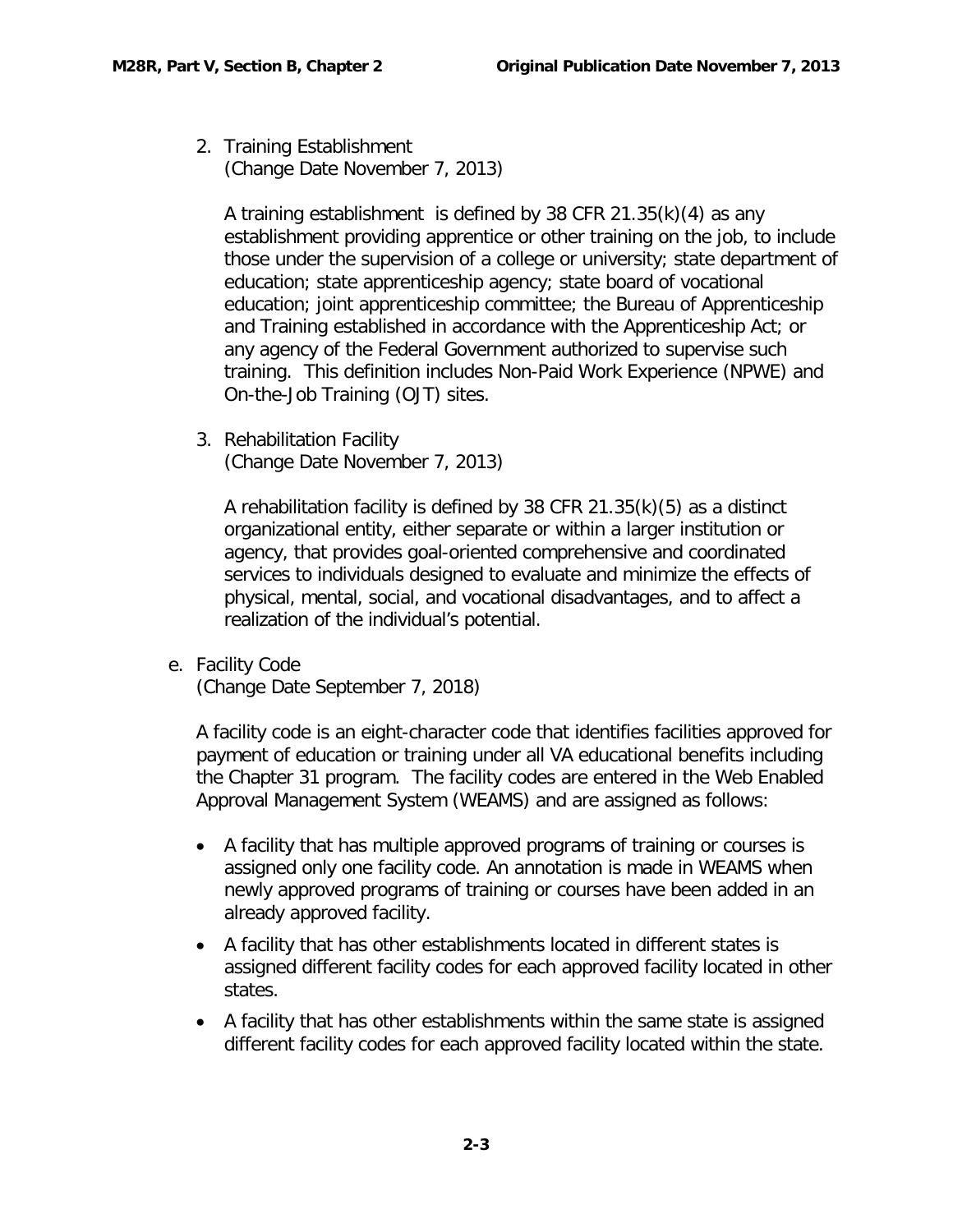2. Training Establishment
   (Change Date November 7, 2013)

   A training establishment  is defined by 38 CFR 21.35(k)(4) as any establishment providing apprentice or other training on the job, to include those under the supervision of a college or university; state department of education; state apprenticeship agency; state board of vocational education; joint apprenticeship committee; the Bureau of Apprenticeship and Training established in accordance with the Apprenticeship Act; or any agency of the Federal Government authorized to supervise such training.  This definition includes Non-Paid Work Experience (NPWE) and On-the-Job Training (OJT) sites.

3. Rehabilitation Facility
   (Change Date November 7, 2013)

   A rehabilitation facility is defined by 38 CFR 21.35(k)(5) as a distinct organizational entity, either separate or within a larger institution or agency, that provides goal-oriented comprehensive and coordinated services to individuals designed to evaluate and minimize the effects of physical, mental, social, and vocational disadvantages, and to affect a realization of the individual's potential.

e. Facility Code
   (Change Date September 7, 2018)

   A facility code is an eight-character code that identifies facilities approved for payment of education or training under all VA educational benefits including the Chapter 31 program.  The facility codes are entered in the Web Enabled Approval Management System (WEAMS) and are assigned as follows:

   - A facility that has multiple approved programs of training or courses is assigned only one facility code. An annotation is made in WEAMS when newly approved programs of training or courses have been added in an already approved facility.
   - A facility that has other establishments located in different states is assigned different facility codes for each approved facility located in other states.
   - A facility that has other establishments within the same state is assigned different facility codes for each approved facility located within the state.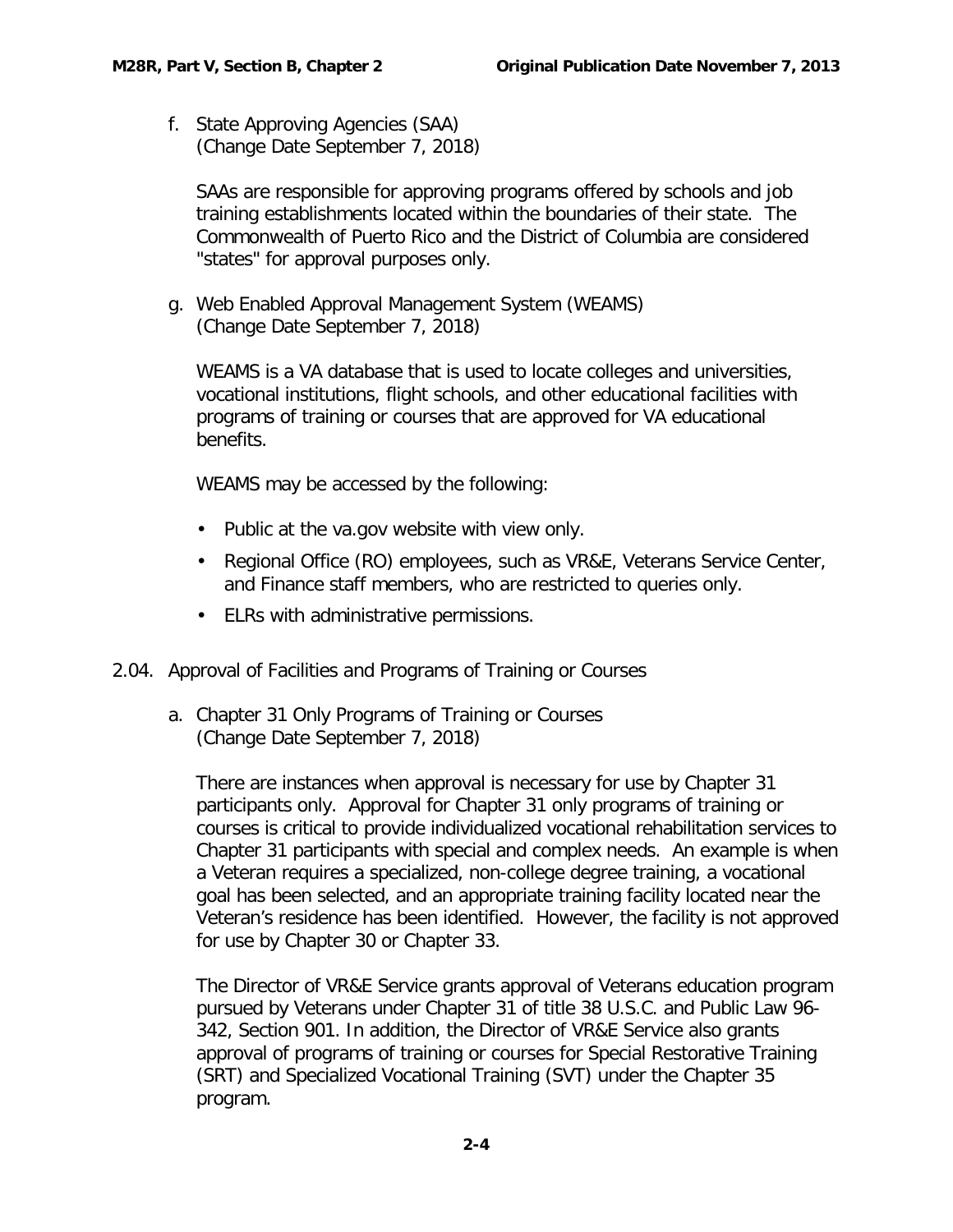f. State Approving Agencies (SAA)
(Change Date September 7, 2018)

SAAs are responsible for approving programs offered by schools and job training establishments located within the boundaries of their state. The Commonwealth of Puerto Rico and the District of Columbia are considered "states" for approval purposes only.

g. Web Enabled Approval Management System (WEAMS)
(Change Date September 7, 2018)

WEAMS is a VA database that is used to locate colleges and universities, vocational institutions, flight schools, and other educational facilities with programs of training or courses that are approved for VA educational benefits.

WEAMS may be accessed by the following:

- Public at the va.gov website with view only.
- Regional Office (RO) employees, such as VR&E, Veterans Service Center, and Finance staff members, who are restricted to queries only.
- ELRs with administrative permissions.

## 2.04. Approval of Facilities and Programs of Training or Courses

a. Chapter 31 Only Programs of Training or Courses
(Change Date September 7, 2018)

There are instances when approval is necessary for use by Chapter 31 participants only. Approval for Chapter 31 only programs of training or courses is critical to provide individualized vocational rehabilitation services to Chapter 31 participants with special and complex needs. An example is when a Veteran requires a specialized, non-college degree training, a vocational goal has been selected, and an appropriate training facility located near the Veteran's residence has been identified. However, the facility is not approved for use by Chapter 30 or Chapter 33.

The Director of VR&E Service grants approval of Veterans education program pursued by Veterans under Chapter 31 of title 38 U.S.C. and Public Law 96-342, Section 901. In addition, the Director of VR&E Service also grants approval of programs of training or courses for Special Restorative Training (SRT) and Specialized Vocational Training (SVT) under the Chapter 35 program.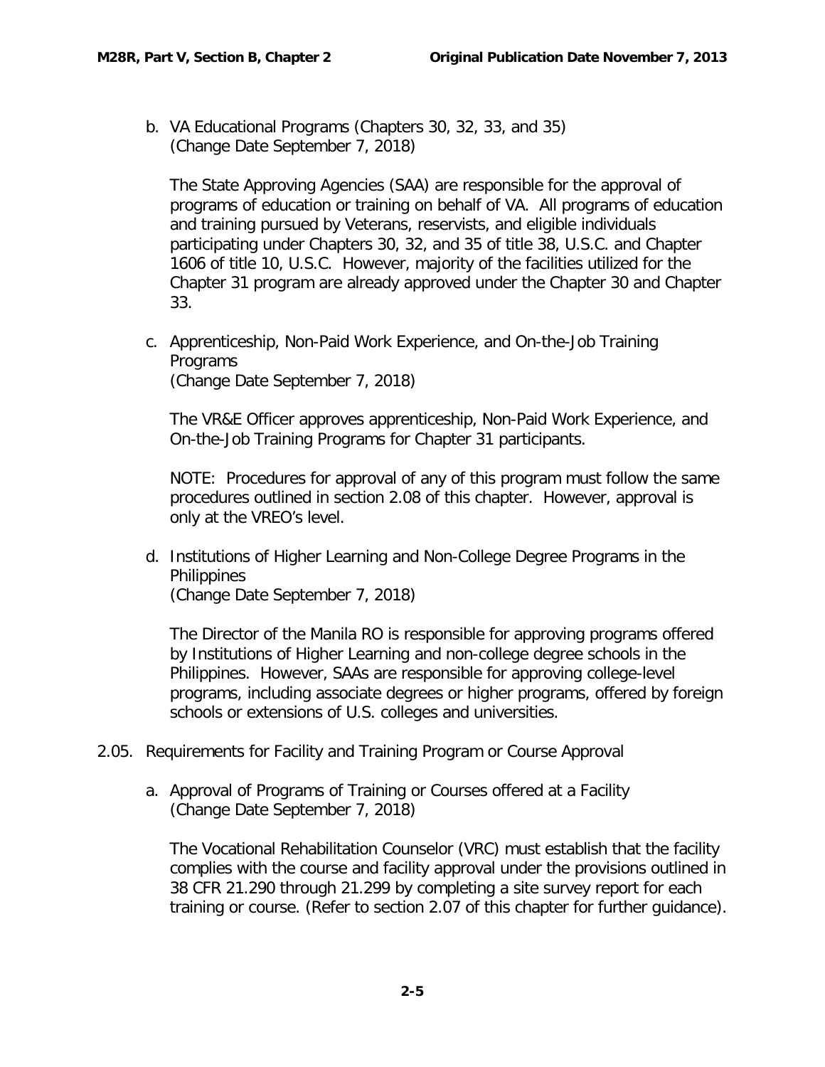b. VA Educational Programs (Chapters 30, 32, 33, and 35)
(Change Date September 7, 2018)

The State Approving Agencies (SAA) are responsible for the approval of programs of education or training on behalf of VA. All programs of education and training pursued by Veterans, reservists, and eligible individuals participating under Chapters 30, 32, and 35 of title 38, U.S.C. and Chapter 1606 of title 10, U.S.C. However, majority of the facilities utilized for the Chapter 31 program are already approved under the Chapter 30 and Chapter 33.

c. Apprenticeship, Non-Paid Work Experience, and On-the-Job Training Programs
(Change Date September 7, 2018)

The VR&E Officer approves apprenticeship, Non-Paid Work Experience, and On-the-Job Training Programs for Chapter 31 participants.

NOTE: Procedures for approval of any of this program must follow the same procedures outlined in section 2.08 of this chapter. However, approval is only at the VREO's level.

d. Institutions of Higher Learning and Non-College Degree Programs in the Philippines
(Change Date September 7, 2018)

The Director of the Manila RO is responsible for approving programs offered by Institutions of Higher Learning and non-college degree schools in the Philippines. However, SAAs are responsible for approving college-level programs, including associate degrees or higher programs, offered by foreign schools or extensions of U.S. colleges and universities.

## 2.05. Requirements for Facility and Training Program or Course Approval

a. Approval of Programs of Training or Courses offered at a Facility
(Change Date September 7, 2018)

The Vocational Rehabilitation Counselor (VRC) must establish that the facility complies with the course and facility approval under the provisions outlined in 38 CFR 21.290 through 21.299 by completing a site survey report for each training or course. (Refer to section 2.07 of this chapter for further guidance).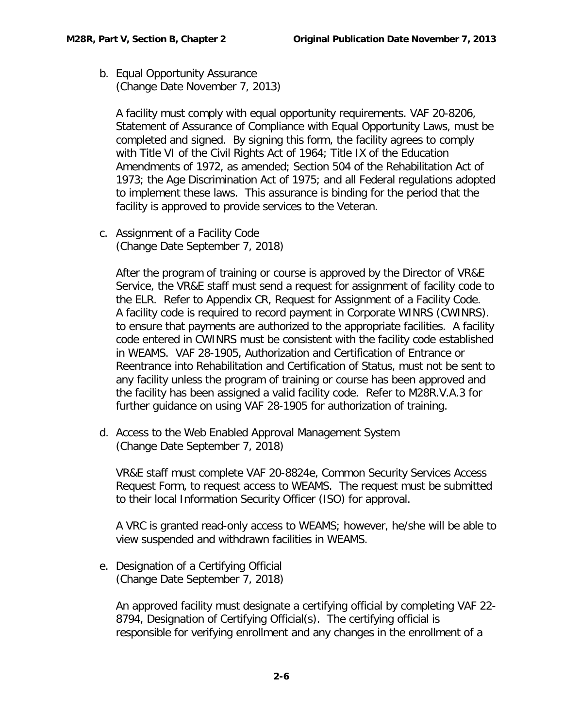b. Equal Opportunity Assurance
(Change Date November 7, 2013)

A facility must comply with equal opportunity requirements. VAF 20-8206, Statement of Assurance of Compliance with Equal Opportunity Laws, must be completed and signed. By signing this form, the facility agrees to comply with Title VI of the Civil Rights Act of 1964; Title IX of the Education Amendments of 1972, as amended; Section 504 of the Rehabilitation Act of 1973; the Age Discrimination Act of 1975; and all Federal regulations adopted to implement these laws. This assurance is binding for the period that the facility is approved to provide services to the Veteran.

c. Assignment of a Facility Code
(Change Date September 7, 2018)

After the program of training or course is approved by the Director of VR&E Service, the VR&E staff must send a request for assignment of facility code to the ELR. Refer to Appendix CR, Request for Assignment of a Facility Code. A facility code is required to record payment in Corporate WINRS (CWINRS). to ensure that payments are authorized to the appropriate facilities. A facility code entered in CWINRS must be consistent with the facility code established in WEAMS. VAF 28-1905, Authorization and Certification of Entrance or Reentrance into Rehabilitation and Certification of Status, must not be sent to any facility unless the program of training or course has been approved and the facility has been assigned a valid facility code. Refer to M28R.V.A.3 for further guidance on using VAF 28-1905 for authorization of training.

d. Access to the Web Enabled Approval Management System
(Change Date September 7, 2018)

VR&E staff must complete VAF 20-8824e, Common Security Services Access Request Form, to request access to WEAMS. The request must be submitted to their local Information Security Officer (ISO) for approval.

A VRC is granted read-only access to WEAMS; however, he/she will be able to view suspended and withdrawn facilities in WEAMS.

e. Designation of a Certifying Official
(Change Date September 7, 2018)

An approved facility must designate a certifying official by completing VAF 22-8794, Designation of Certifying Official(s). The certifying official is responsible for verifying enrollment and any changes in the enrollment of a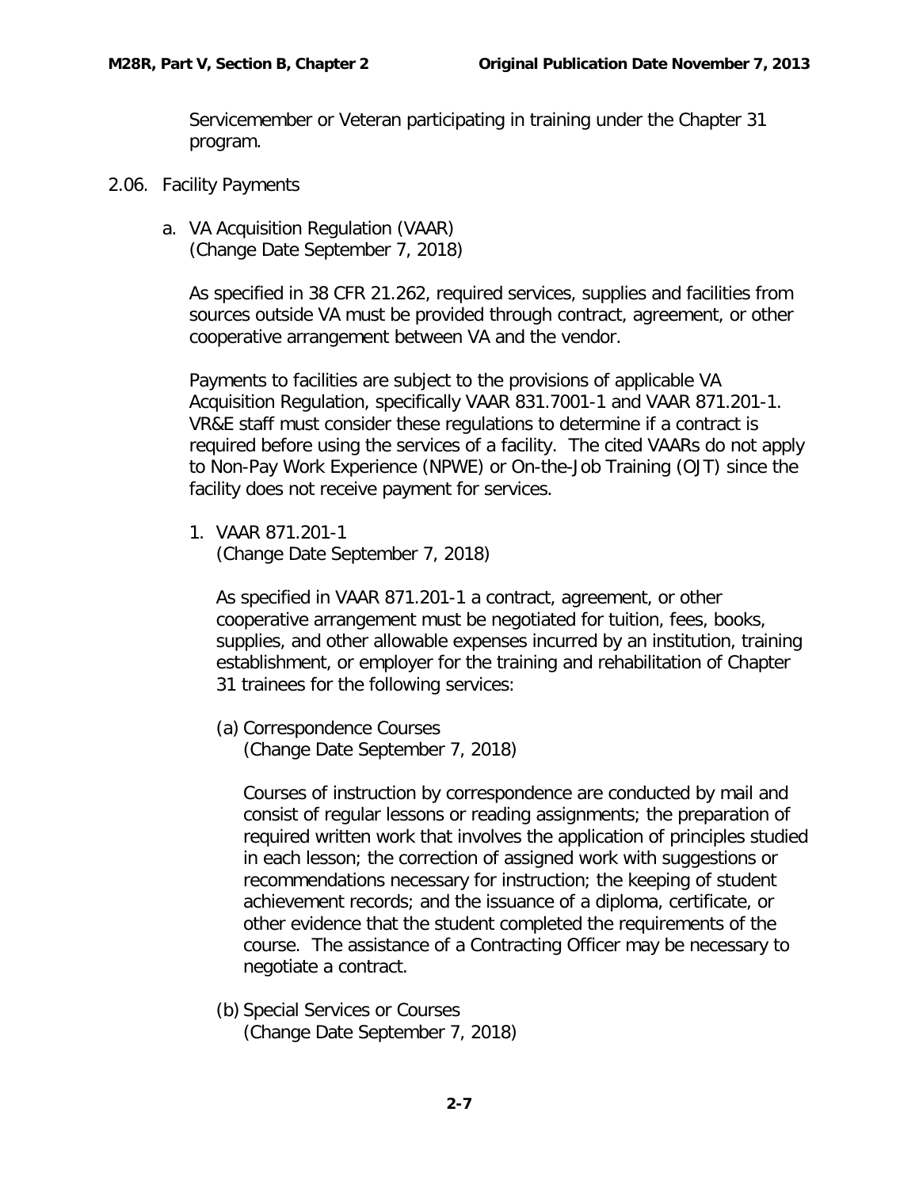Servicemember or Veteran participating in training under the Chapter 31 program.

## 2.06. Facility Payments

### a. VA Acquisition Regulation (VAAR)
(Change Date September 7, 2018)

As specified in 38 CFR 21.262, required services, supplies and facilities from sources outside VA must be provided through contract, agreement, or other cooperative arrangement between VA and the vendor.

Payments to facilities are subject to the provisions of applicable VA Acquisition Regulation, specifically VAAR 831.7001-1 and VAAR 871.201-1. VR&E staff must consider these regulations to determine if a contract is required before using the services of a facility. The cited VAARs do not apply to Non-Pay Work Experience (NPWE) or On-the-Job Training (OJT) since the facility does not receive payment for services.

#### 1. VAAR 871.201-1
(Change Date September 7, 2018)

As specified in VAAR 871.201-1 a contract, agreement, or other cooperative arrangement must be negotiated for tuition, fees, books, supplies, and other allowable expenses incurred by an institution, training establishment, or employer for the training and rehabilitation of Chapter 31 trainees for the following services:

##### (a) Correspondence Courses
(Change Date September 7, 2018)

Courses of instruction by correspondence are conducted by mail and consist of regular lessons or reading assignments; the preparation of required written work that involves the application of principles studied in each lesson; the correction of assigned work with suggestions or recommendations necessary for instruction; the keeping of student achievement records; and the issuance of a diploma, certificate, or other evidence that the student completed the requirements of the course. The assistance of a Contracting Officer may be necessary to negotiate a contract.

##### (b) Special Services or Courses
(Change Date September 7, 2018)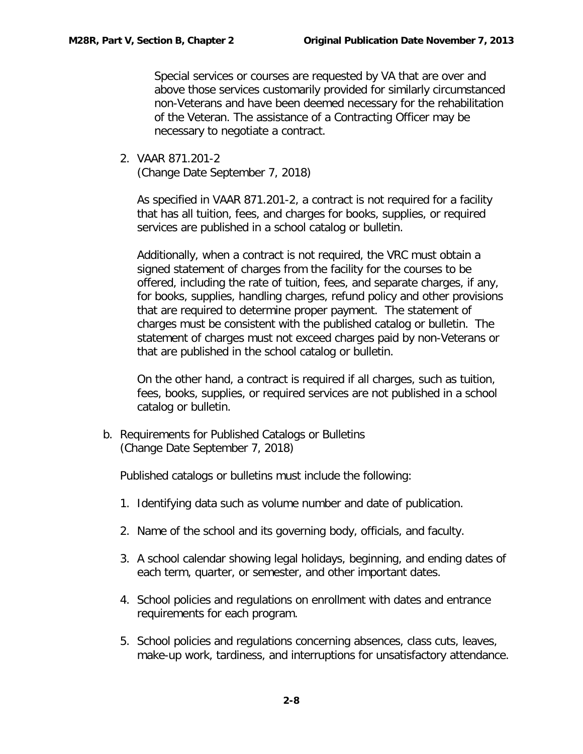Special services or courses are requested by VA that are over and above those services customarily provided for similarly circumstanced non-Veterans and have been deemed necessary for the rehabilitation of the Veteran. The assistance of a Contracting Officer may be necessary to negotiate a contract.

2. VAAR 871.201-2
   (Change Date September 7, 2018)

   As specified in VAAR 871.201-2, a contract is not required for a facility that has all tuition, fees, and charges for books, supplies, or required services are published in a school catalog or bulletin.

   Additionally, when a contract is not required, the VRC must obtain a signed statement of charges from the facility for the courses to be offered, including the rate of tuition, fees, and separate charges, if any, for books, supplies, handling charges, refund policy and other provisions that are required to determine proper payment. The statement of charges must be consistent with the published catalog or bulletin. The statement of charges must not exceed charges paid by non-Veterans or that are published in the school catalog or bulletin.

   On the other hand, a contract is required if all charges, such as tuition, fees, books, supplies, or required services are not published in a school catalog or bulletin.

b. Requirements for Published Catalogs or Bulletins
   (Change Date September 7, 2018)

   Published catalogs or bulletins must include the following:

   1. Identifying data such as volume number and date of publication.

   2. Name of the school and its governing body, officials, and faculty.

   3. A school calendar showing legal holidays, beginning, and ending dates of each term, quarter, or semester, and other important dates.

   4. School policies and regulations on enrollment with dates and entrance requirements for each program.

   5. School policies and regulations concerning absences, class cuts, leaves, make-up work, tardiness, and interruptions for unsatisfactory attendance.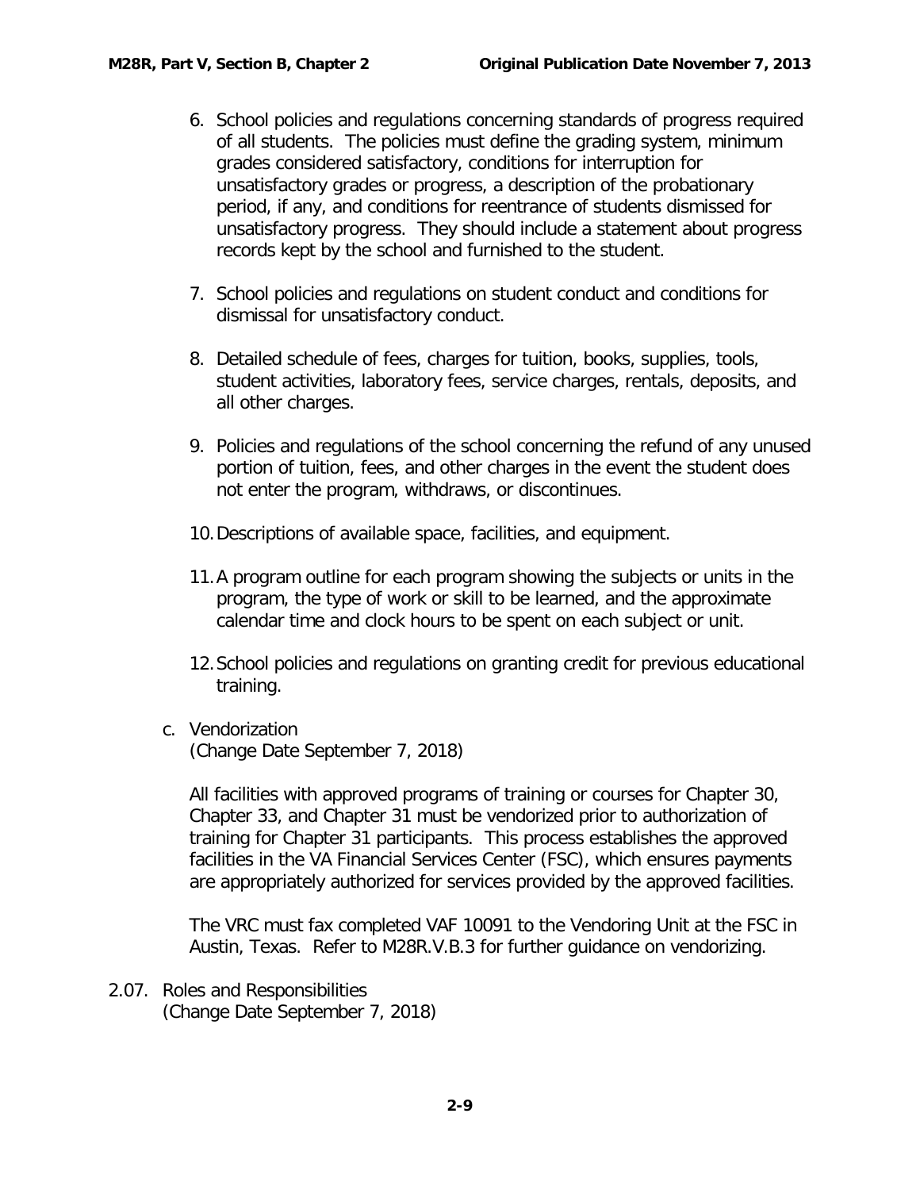6. School policies and regulations concerning standards of progress required of all students. The policies must define the grading system, minimum grades considered satisfactory, conditions for interruption for unsatisfactory grades or progress, a description of the probationary period, if any, and conditions for reentrance of students dismissed for unsatisfactory progress. They should include a statement about progress records kept by the school and furnished to the student.

7. School policies and regulations on student conduct and conditions for dismissal for unsatisfactory conduct.

8. Detailed schedule of fees, charges for tuition, books, supplies, tools, student activities, laboratory fees, service charges, rentals, deposits, and all other charges.

9. Policies and regulations of the school concerning the refund of any unused portion of tuition, fees, and other charges in the event the student does not enter the program, withdraws, or discontinues.

10. Descriptions of available space, facilities, and equipment.

11. A program outline for each program showing the subjects or units in the program, the type of work or skill to be learned, and the approximate calendar time and clock hours to be spent on each subject or unit.

12. School policies and regulations on granting credit for previous educational training.

c. Vendorization
(Change Date September 7, 2018)

All facilities with approved programs of training or courses for Chapter 30, Chapter 33, and Chapter 31 must be vendorized prior to authorization of training for Chapter 31 participants. This process establishes the approved facilities in the VA Financial Services Center (FSC), which ensures payments are appropriately authorized for services provided by the approved facilities.

The VRC must fax completed VAF 10091 to the Vendoring Unit at the FSC in Austin, Texas. Refer to M28R.V.B.3 for further guidance on vendorizing.

## 2.07. Roles and Responsibilities
(Change Date September 7, 2018)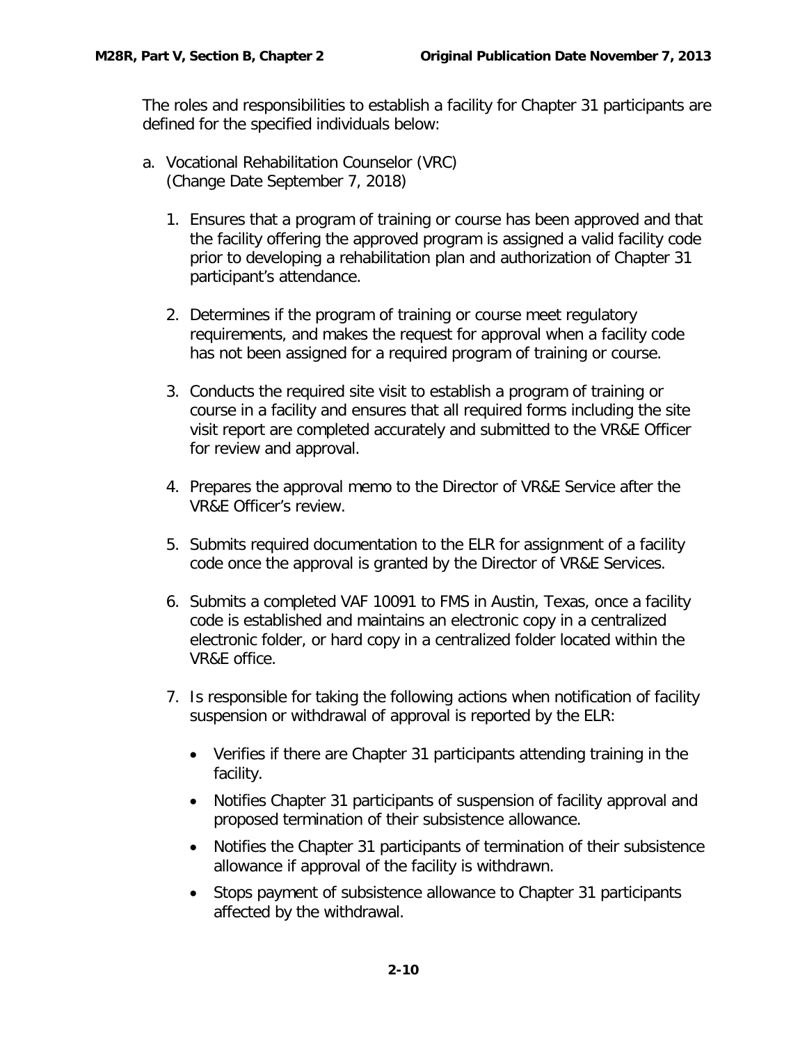The roles and responsibilities to establish a facility for Chapter 31 participants are defined for the specified individuals below:

a. Vocational Rehabilitation Counselor (VRC)
   (Change Date September 7, 2018)

   1. Ensures that a program of training or course has been approved and that the facility offering the approved program is assigned a valid facility code prior to developing a rehabilitation plan and authorization of Chapter 31 participant's attendance.

   2. Determines if the program of training or course meet regulatory requirements, and makes the request for approval when a facility code has not been assigned for a required program of training or course.

   3. Conducts the required site visit to establish a program of training or course in a facility and ensures that all required forms including the site visit report are completed accurately and submitted to the VR&E Officer for review and approval.

   4. Prepares the approval memo to the Director of VR&E Service after the VR&E Officer's review.

   5. Submits required documentation to the ELR for assignment of a facility code once the approval is granted by the Director of VR&E Services.

   6. Submits a completed VAF 10091 to FMS in Austin, Texas, once a facility code is established and maintains an electronic copy in a centralized electronic folder, or hard copy in a centralized folder located within the VR&E office.

   7. Is responsible for taking the following actions when notification of facility suspension or withdrawal of approval is reported by the ELR:

      - Verifies if there are Chapter 31 participants attending training in the facility.
      - Notifies Chapter 31 participants of suspension of facility approval and proposed termination of their subsistence allowance.
      - Notifies the Chapter 31 participants of termination of their subsistence allowance if approval of the facility is withdrawn.
      - Stops payment of subsistence allowance to Chapter 31 participants affected by the withdrawal.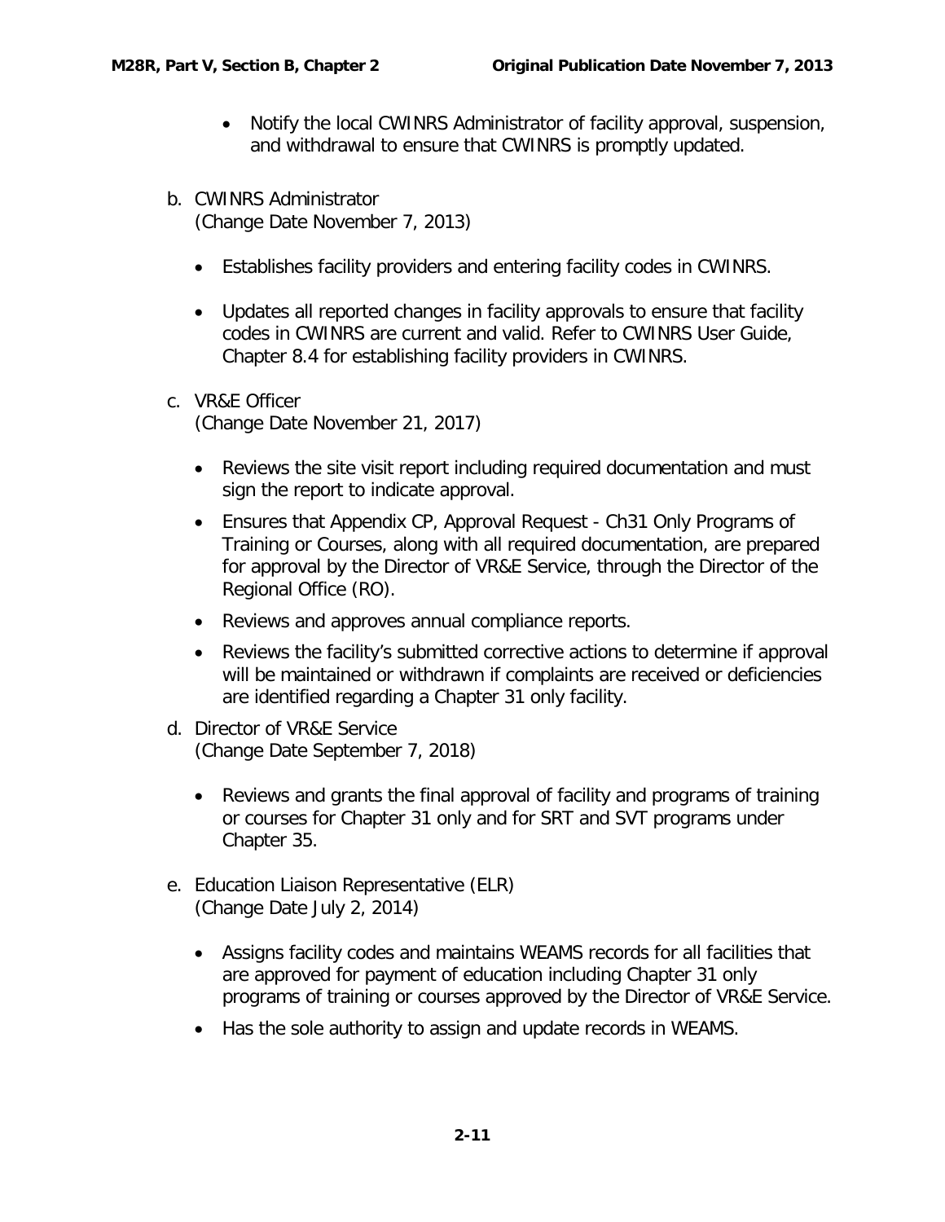- Notify the local CWINRS Administrator of facility approval, suspension, and withdrawal to ensure that CWINRS is promptly updated.

b. CWINRS Administrator
(Change Date November 7, 2013)

- Establishes facility providers and entering facility codes in CWINRS.
- Updates all reported changes in facility approvals to ensure that facility codes in CWINRS are current and valid. Refer to CWINRS User Guide, Chapter 8.4 for establishing facility providers in CWINRS.

c. VR&E Officer
(Change Date November 21, 2017)

- Reviews the site visit report including required documentation and must sign the report to indicate approval.
- Ensures that Appendix CP, Approval Request - Ch31 Only Programs of Training or Courses, along with all required documentation, are prepared for approval by the Director of VR&E Service, through the Director of the Regional Office (RO).
- Reviews and approves annual compliance reports.
- Reviews the facility's submitted corrective actions to determine if approval will be maintained or withdrawn if complaints are received or deficiencies are identified regarding a Chapter 31 only facility.

d. Director of VR&E Service
(Change Date September 7, 2018)

- Reviews and grants the final approval of facility and programs of training or courses for Chapter 31 only and for SRT and SVT programs under Chapter 35.

e. Education Liaison Representative (ELR)
(Change Date July 2, 2014)

- Assigns facility codes and maintains WEAMS records for all facilities that are approved for payment of education including Chapter 31 only programs of training or courses approved by the Director of VR&E Service.
- Has the sole authority to assign and update records in WEAMS.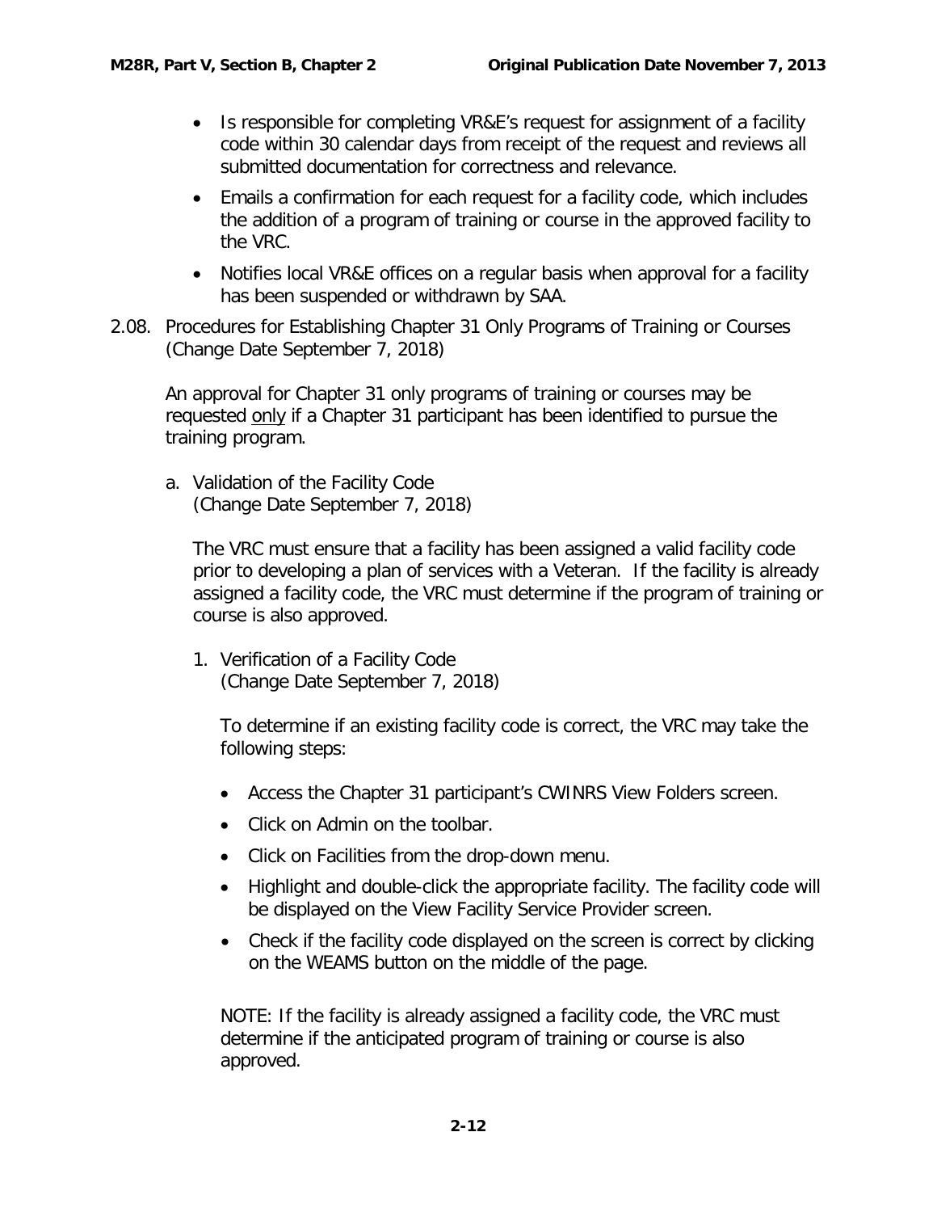- Is responsible for completing VR&E's request for assignment of a facility code within 30 calendar days from receipt of the request and reviews all submitted documentation for correctness and relevance.
- Emails a confirmation for each request for a facility code, which includes the addition of a program of training or course in the approved facility to the VRC.
- Notifies local VR&E offices on a regular basis when approval for a facility has been suspended or withdrawn by SAA.

## 2.08. Procedures for Establishing Chapter 31 Only Programs of Training or Courses (Change Date September 7, 2018)

An approval for Chapter 31 only programs of training or courses may be requested only if a Chapter 31 participant has been identified to pursue the training program.

### a. Validation of the Facility Code (Change Date September 7, 2018)

The VRC must ensure that a facility has been assigned a valid facility code prior to developing a plan of services with a Veteran. If the facility is already assigned a facility code, the VRC must determine if the program of training or course is also approved.

#### 1. Verification of a Facility Code (Change Date September 7, 2018)

To determine if an existing facility code is correct, the VRC may take the following steps:

- Access the Chapter 31 participant's CWINRS View Folders screen.
- Click on Admin on the toolbar.
- Click on Facilities from the drop-down menu.
- Highlight and double-click the appropriate facility. The facility code will be displayed on the View Facility Service Provider screen.
- Check if the facility code displayed on the screen is correct by clicking on the WEAMS button on the middle of the page.

NOTE: If the facility is already assigned a facility code, the VRC must determine if the anticipated program of training or course is also approved.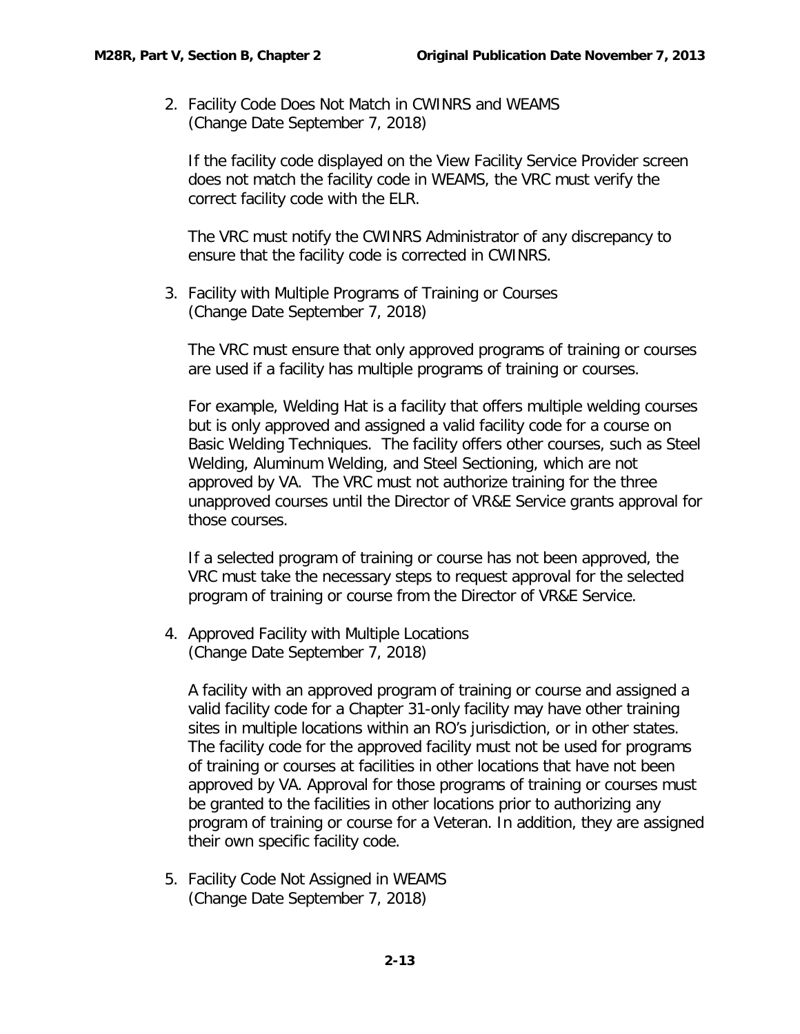2. Facility Code Does Not Match in CWINRS and WEAMS
   (Change Date September 7, 2018)

   If the facility code displayed on the View Facility Service Provider screen does not match the facility code in WEAMS, the VRC must verify the correct facility code with the ELR.

   The VRC must notify the CWINRS Administrator of any discrepancy to ensure that the facility code is corrected in CWINRS.

3. Facility with Multiple Programs of Training or Courses
   (Change Date September 7, 2018)

   The VRC must ensure that only approved programs of training or courses are used if a facility has multiple programs of training or courses.

   For example, Welding Hat is a facility that offers multiple welding courses but is only approved and assigned a valid facility code for a course on Basic Welding Techniques. The facility offers other courses, such as Steel Welding, Aluminum Welding, and Steel Sectioning, which are not approved by VA. The VRC must not authorize training for the three unapproved courses until the Director of VR&E Service grants approval for those courses.

   If a selected program of training or course has not been approved, the VRC must take the necessary steps to request approval for the selected program of training or course from the Director of VR&E Service.

4. Approved Facility with Multiple Locations
   (Change Date September 7, 2018)

   A facility with an approved program of training or course and assigned a valid facility code for a Chapter 31-only facility may have other training sites in multiple locations within an RO's jurisdiction, or in other states. The facility code for the approved facility must not be used for programs of training or courses at facilities in other locations that have not been approved by VA. Approval for those programs of training or courses must be granted to the facilities in other locations prior to authorizing any program of training or course for a Veteran. In addition, they are assigned their own specific facility code.

5. Facility Code Not Assigned in WEAMS
   (Change Date September 7, 2018)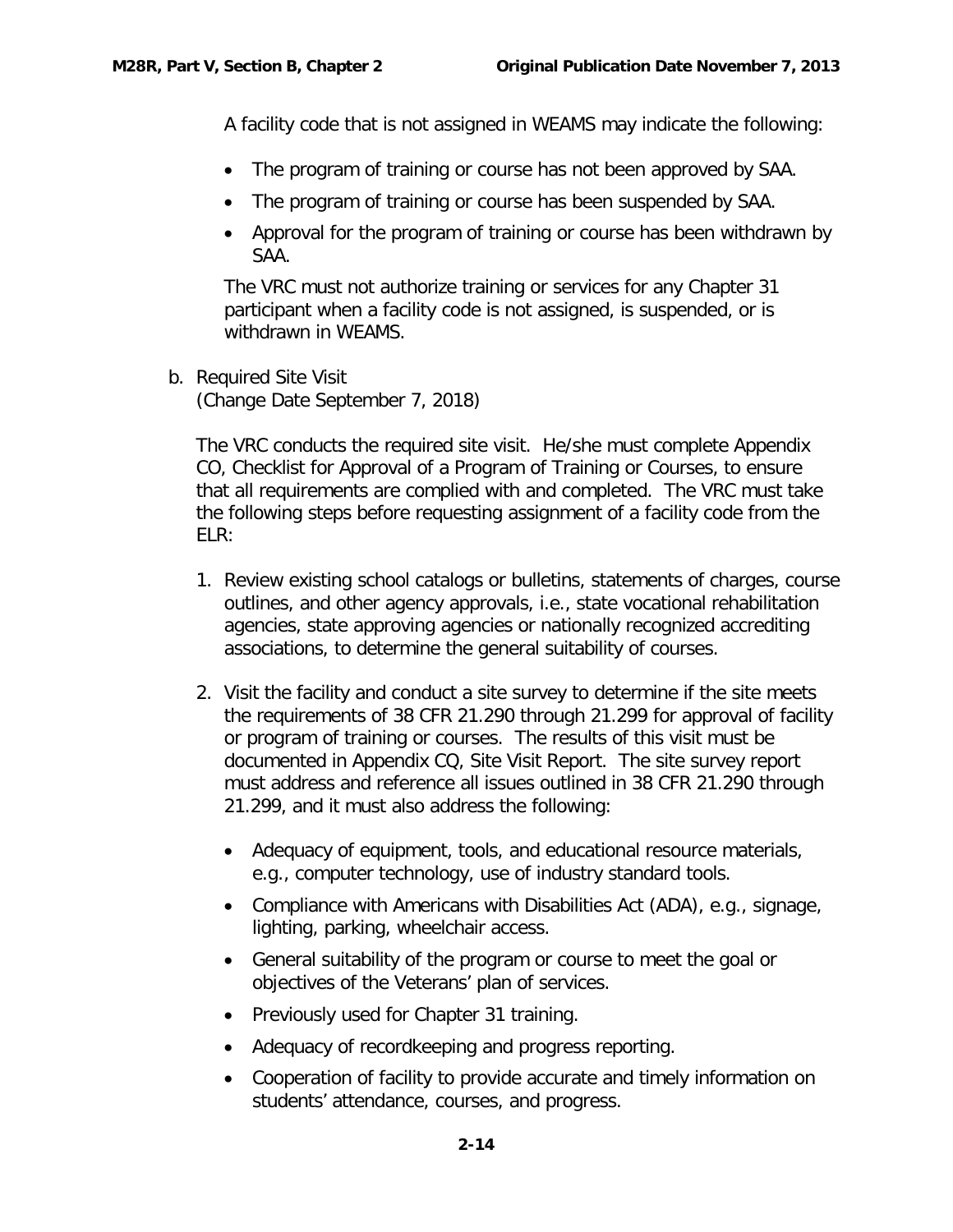A facility code that is not assigned in WEAMS may indicate the following:

- The program of training or course has not been approved by SAA.
- The program of training or course has been suspended by SAA.
- Approval for the program of training or course has been withdrawn by SAA.

The VRC must not authorize training or services for any Chapter 31 participant when a facility code is not assigned, is suspended, or is withdrawn in WEAMS.

b. Required Site Visit
(Change Date September 7, 2018)

The VRC conducts the required site visit. He/she must complete Appendix CO, Checklist for Approval of a Program of Training or Courses, to ensure that all requirements are complied with and completed. The VRC must take the following steps before requesting assignment of a facility code from the ELR:

1. Review existing school catalogs or bulletins, statements of charges, course outlines, and other agency approvals, i.e., state vocational rehabilitation agencies, state approving agencies or nationally recognized accrediting associations, to determine the general suitability of courses.

2. Visit the facility and conduct a site survey to determine if the site meets the requirements of 38 CFR 21.290 through 21.299 for approval of facility or program of training or courses. The results of this visit must be documented in Appendix CQ, Site Visit Report. The site survey report must address and reference all issues outlined in 38 CFR 21.290 through 21.299, and it must also address the following:

   - Adequacy of equipment, tools, and educational resource materials, e.g., computer technology, use of industry standard tools.
   - Compliance with Americans with Disabilities Act (ADA), e.g., signage, lighting, parking, wheelchair access.
   - General suitability of the program or course to meet the goal or objectives of the Veterans' plan of services.
   - Previously used for Chapter 31 training.
   - Adequacy of recordkeeping and progress reporting.
   - Cooperation of facility to provide accurate and timely information on students' attendance, courses, and progress.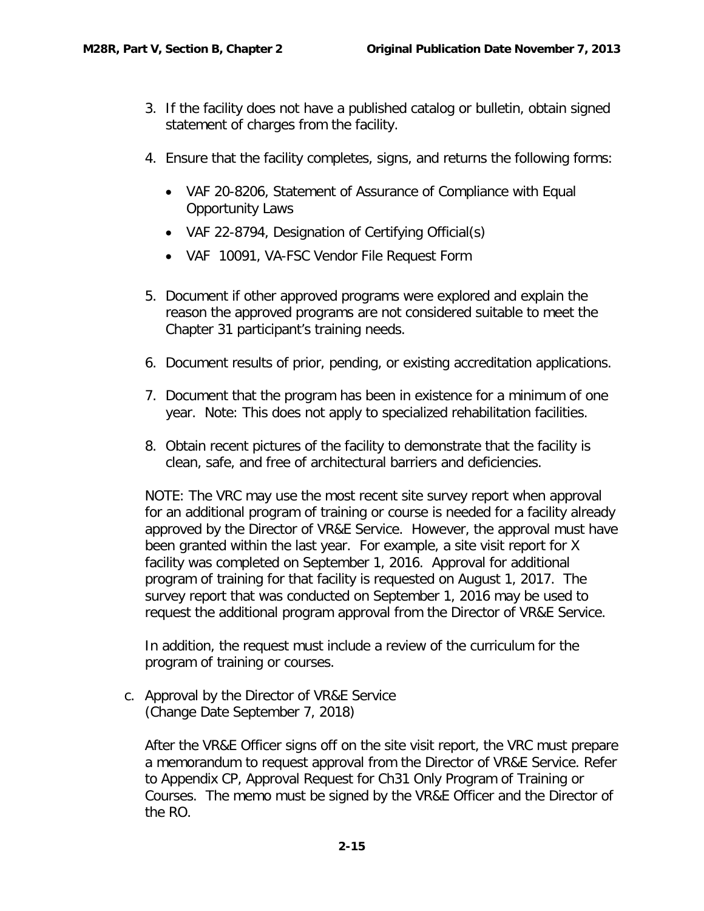3. If the facility does not have a published catalog or bulletin, obtain signed statement of charges from the facility.

4. Ensure that the facility completes, signs, and returns the following forms:

   - VAF 20-8206, Statement of Assurance of Compliance with Equal Opportunity Laws
   - VAF 22-8794, Designation of Certifying Official(s)
   - VAF 10091, VA-FSC Vendor File Request Form

5. Document if other approved programs were explored and explain the reason the approved programs are not considered suitable to meet the Chapter 31 participant's training needs.

6. Document results of prior, pending, or existing accreditation applications.

7. Document that the program has been in existence for a minimum of one year. Note: This does not apply to specialized rehabilitation facilities.

8. Obtain recent pictures of the facility to demonstrate that the facility is clean, safe, and free of architectural barriers and deficiencies.

NOTE: The VRC may use the most recent site survey report when approval for an additional program of training or course is needed for a facility already approved by the Director of VR&E Service. However, the approval must have been granted within the last year. For example, a site visit report for X facility was completed on September 1, 2016. Approval for additional program of training for that facility is requested on August 1, 2017. The survey report that was conducted on September 1, 2016 may be used to request the additional program approval from the Director of VR&E Service.

In addition, the request must include a review of the curriculum for the program of training or courses.

c. Approval by the Director of VR&E Service
(Change Date September 7, 2018)

After the VR&E Officer signs off on the site visit report, the VRC must prepare a memorandum to request approval from the Director of VR&E Service. Refer to Appendix CP, Approval Request for Ch31 Only Program of Training or Courses. The memo must be signed by the VR&E Officer and the Director of the RO.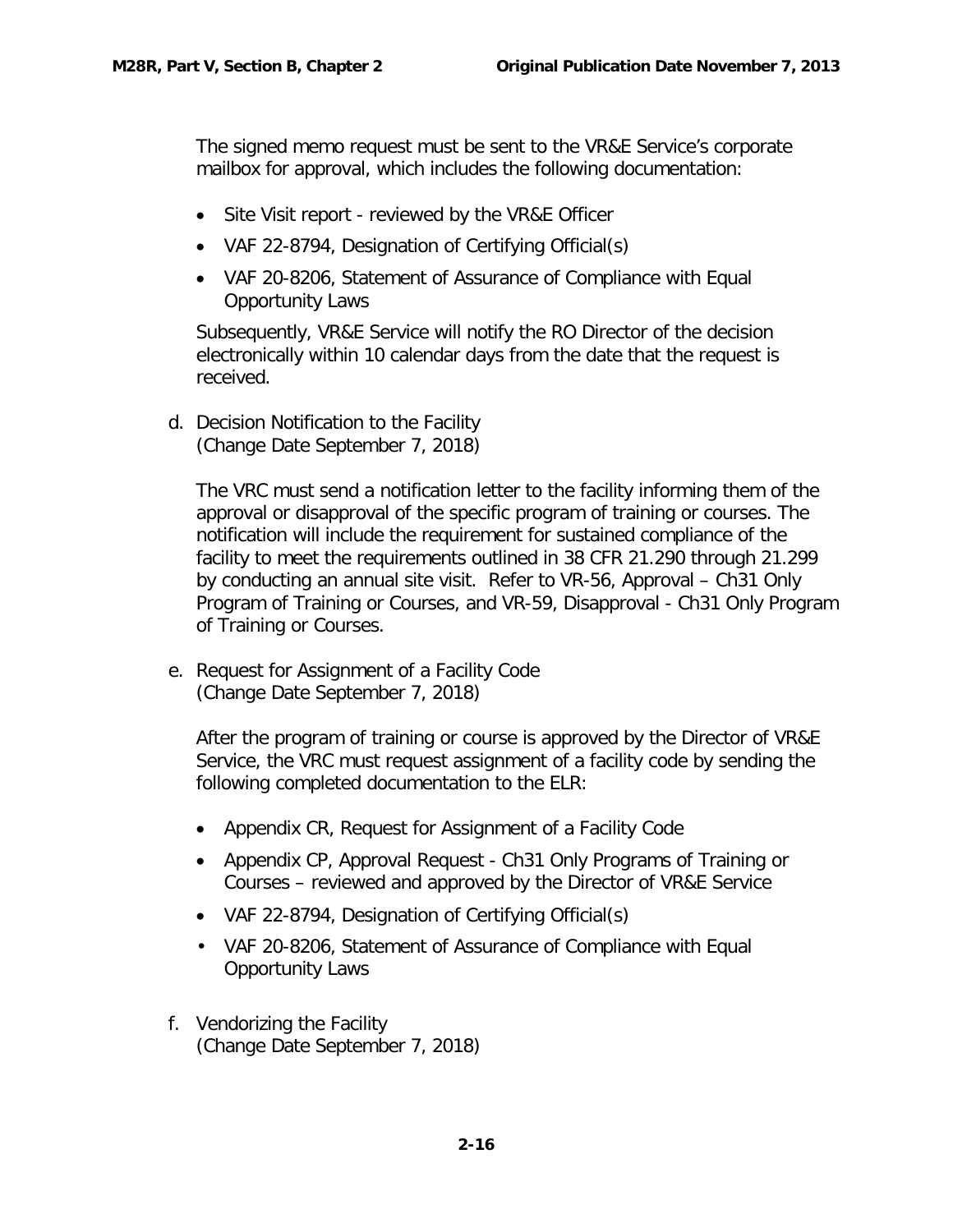The signed memo request must be sent to the VR&E Service's corporate mailbox for approval, which includes the following documentation:

- Site Visit report - reviewed by the VR&E Officer
- VAF 22-8794, Designation of Certifying Official(s)
- VAF 20-8206, Statement of Assurance of Compliance with Equal Opportunity Laws

Subsequently, VR&E Service will notify the RO Director of the decision electronically within 10 calendar days from the date that the request is received.

d. Decision Notification to the Facility
(Change Date September 7, 2018)

The VRC must send a notification letter to the facility informing them of the approval or disapproval of the specific program of training or courses. The notification will include the requirement for sustained compliance of the facility to meet the requirements outlined in 38 CFR 21.290 through 21.299 by conducting an annual site visit. Refer to VR-56, Approval – Ch31 Only Program of Training or Courses, and VR-59, Disapproval - Ch31 Only Program of Training or Courses.

e. Request for Assignment of a Facility Code
(Change Date September 7, 2018)

After the program of training or course is approved by the Director of VR&E Service, the VRC must request assignment of a facility code by sending the following completed documentation to the ELR:

- Appendix CR, Request for Assignment of a Facility Code
- Appendix CP, Approval Request - Ch31 Only Programs of Training or Courses – reviewed and approved by the Director of VR&E Service
- VAF 22-8794, Designation of Certifying Official(s)
- VAF 20-8206, Statement of Assurance of Compliance with Equal Opportunity Laws

f. Vendorizing the Facility
(Change Date September 7, 2018)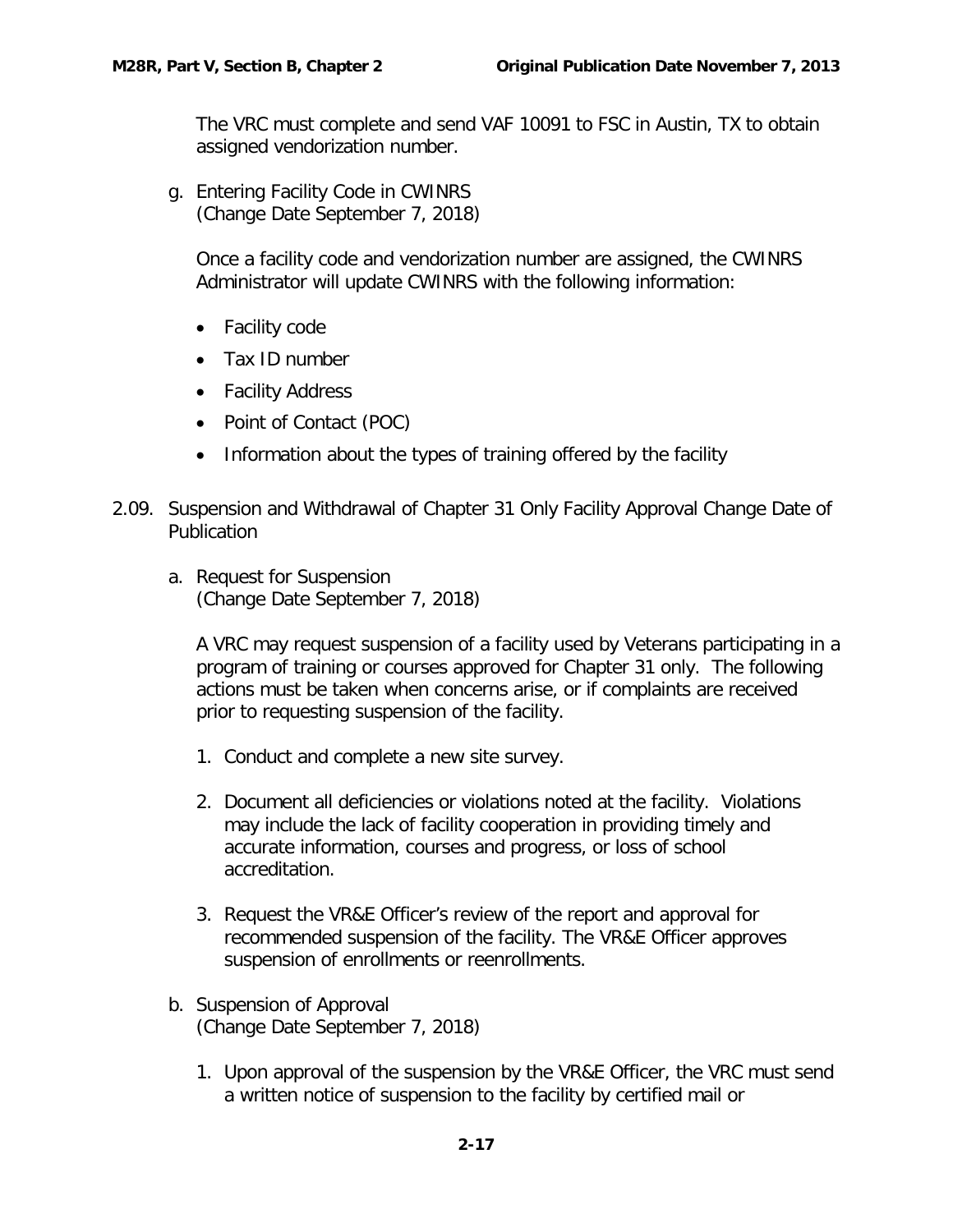The VRC must complete and send VAF 10091 to FSC in Austin, TX to obtain assigned vendorization number.

g. Entering Facility Code in CWINRS
(Change Date September 7, 2018)

Once a facility code and vendorization number are assigned, the CWINRS Administrator will update CWINRS with the following information:

- Facility code
- Tax ID number
- Facility Address
- Point of Contact (POC)
- Information about the types of training offered by the facility

## 2.09. Suspension and Withdrawal of Chapter 31 Only Facility Approval Change Date of Publication

a. Request for Suspension
(Change Date September 7, 2018)

A VRC may request suspension of a facility used by Veterans participating in a program of training or courses approved for Chapter 31 only. The following actions must be taken when concerns arise, or if complaints are received prior to requesting suspension of the facility.

1. Conduct and complete a new site survey.
2. Document all deficiencies or violations noted at the facility. Violations may include the lack of facility cooperation in providing timely and accurate information, courses and progress, or loss of school accreditation.
3. Request the VR&E Officer's review of the report and approval for recommended suspension of the facility. The VR&E Officer approves suspension of enrollments or reenrollments.

b. Suspension of Approval
(Change Date September 7, 2018)

1. Upon approval of the suspension by the VR&E Officer, the VRC must send a written notice of suspension to the facility by certified mail or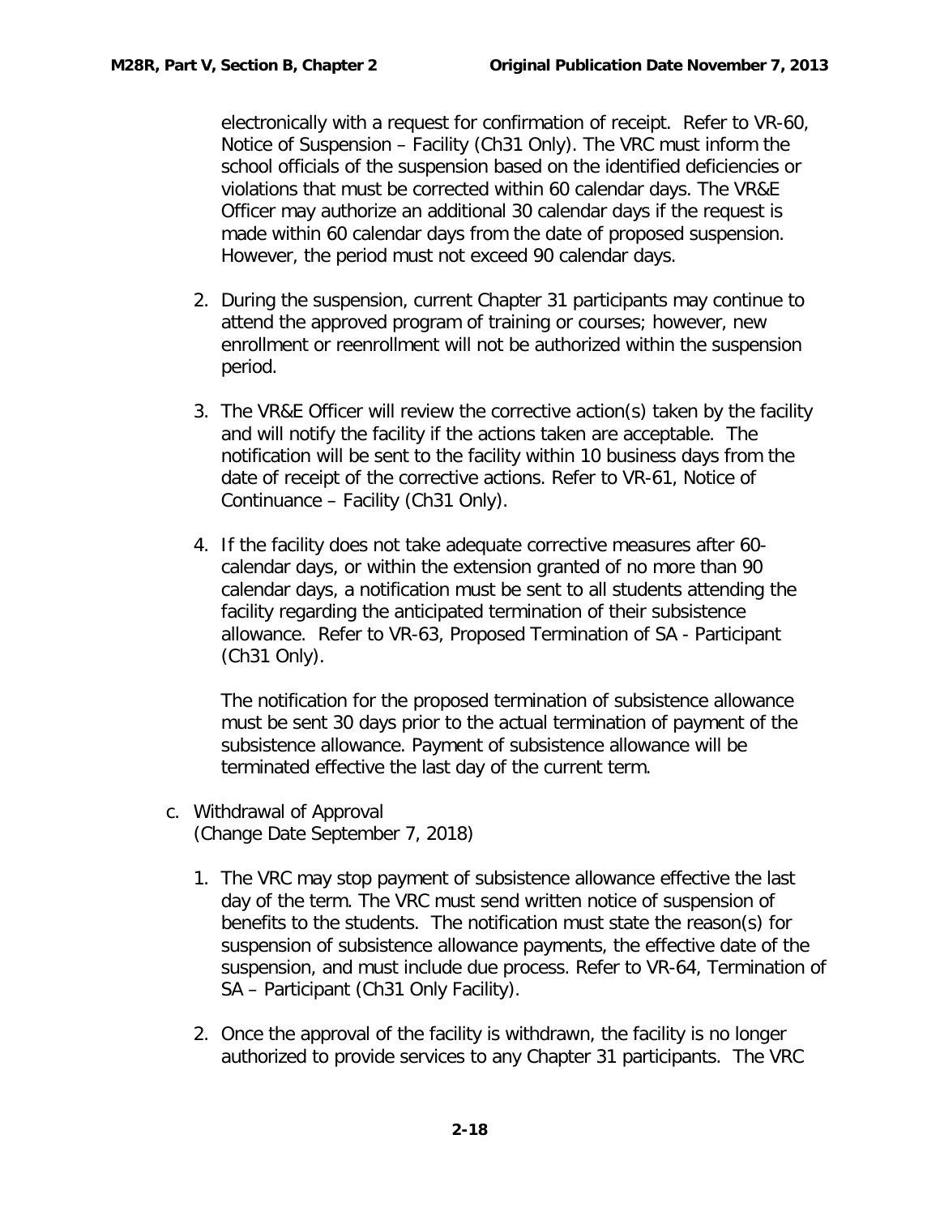electronically with a request for confirmation of receipt. Refer to VR-60, Notice of Suspension – Facility (Ch31 Only). The VRC must inform the school officials of the suspension based on the identified deficiencies or violations that must be corrected within 60 calendar days. The VR&E Officer may authorize an additional 30 calendar days if the request is made within 60 calendar days from the date of proposed suspension. However, the period must not exceed 90 calendar days.

2. During the suspension, current Chapter 31 participants may continue to attend the approved program of training or courses; however, new enrollment or reenrollment will not be authorized within the suspension period.

3. The VR&E Officer will review the corrective action(s) taken by the facility and will notify the facility if the actions taken are acceptable. The notification will be sent to the facility within 10 business days from the date of receipt of the corrective actions. Refer to VR-61, Notice of Continuance – Facility (Ch31 Only).

4. If the facility does not take adequate corrective measures after 60-calendar days, or within the extension granted of no more than 90 calendar days, a notification must be sent to all students attending the facility regarding the anticipated termination of their subsistence allowance. Refer to VR-63, Proposed Termination of SA - Participant (Ch31 Only).

   The notification for the proposed termination of subsistence allowance must be sent 30 days prior to the actual termination of payment of the subsistence allowance. Payment of subsistence allowance will be terminated effective the last day of the current term.

c. Withdrawal of Approval
(Change Date September 7, 2018)

1. The VRC may stop payment of subsistence allowance effective the last day of the term. The VRC must send written notice of suspension of benefits to the students. The notification must state the reason(s) for suspension of subsistence allowance payments, the effective date of the suspension, and must include due process. Refer to VR-64, Termination of SA – Participant (Ch31 Only Facility).

2. Once the approval of the facility is withdrawn, the facility is no longer authorized to provide services to any Chapter 31 participants. The VRC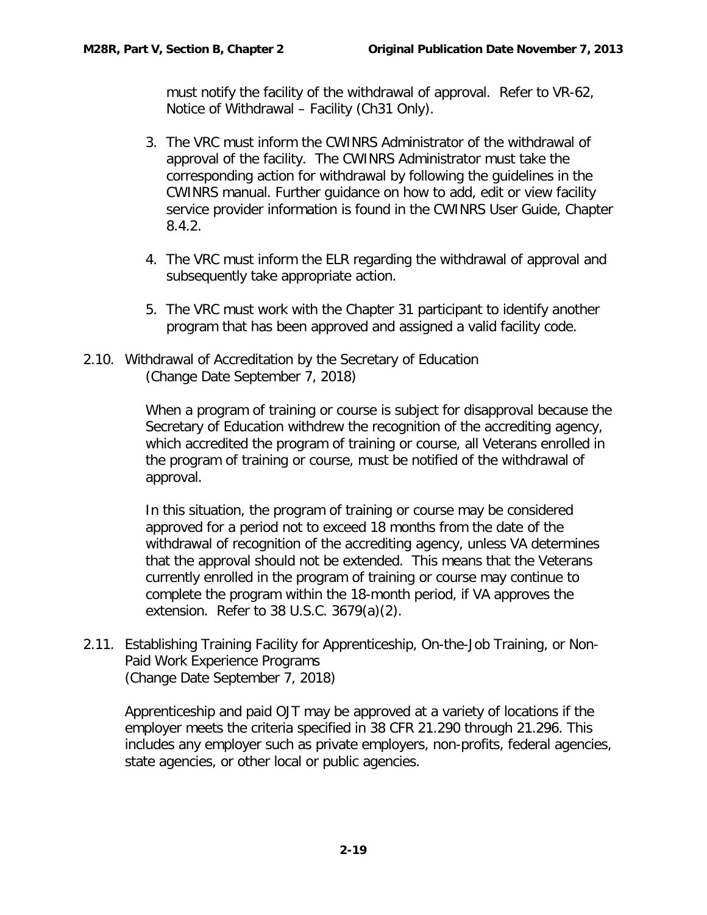must notify the facility of the withdrawal of approval. Refer to VR-62, Notice of Withdrawal – Facility (Ch31 Only).

3. The VRC must inform the CWINRS Administrator of the withdrawal of approval of the facility. The CWINRS Administrator must take the corresponding action for withdrawal by following the guidelines in the CWINRS manual. Further guidance on how to add, edit or view facility service provider information is found in the CWINRS User Guide, Chapter 8.4.2.

4. The VRC must inform the ELR regarding the withdrawal of approval and subsequently take appropriate action.

5. The VRC must work with the Chapter 31 participant to identify another program that has been approved and assigned a valid facility code.

## 2.10. Withdrawal of Accreditation by the Secretary of Education
(Change Date September 7, 2018)

When a program of training or course is subject for disapproval because the Secretary of Education withdrew the recognition of the accrediting agency, which accredited the program of training or course, all Veterans enrolled in the program of training or course, must be notified of the withdrawal of approval.

In this situation, the program of training or course may be considered approved for a period not to exceed 18 months from the date of the withdrawal of recognition of the accrediting agency, unless VA determines that the approval should not be extended. This means that the Veterans currently enrolled in the program of training or course may continue to complete the program within the 18-month period, if VA approves the extension. Refer to 38 U.S.C. 3679(a)(2).

## 2.11. Establishing Training Facility for Apprenticeship, On-the-Job Training, or Non-Paid Work Experience Programs
(Change Date September 7, 2018)

Apprenticeship and paid OJT may be approved at a variety of locations if the employer meets the criteria specified in 38 CFR 21.290 through 21.296. This includes any employer such as private employers, non-profits, federal agencies, state agencies, or other local or public agencies.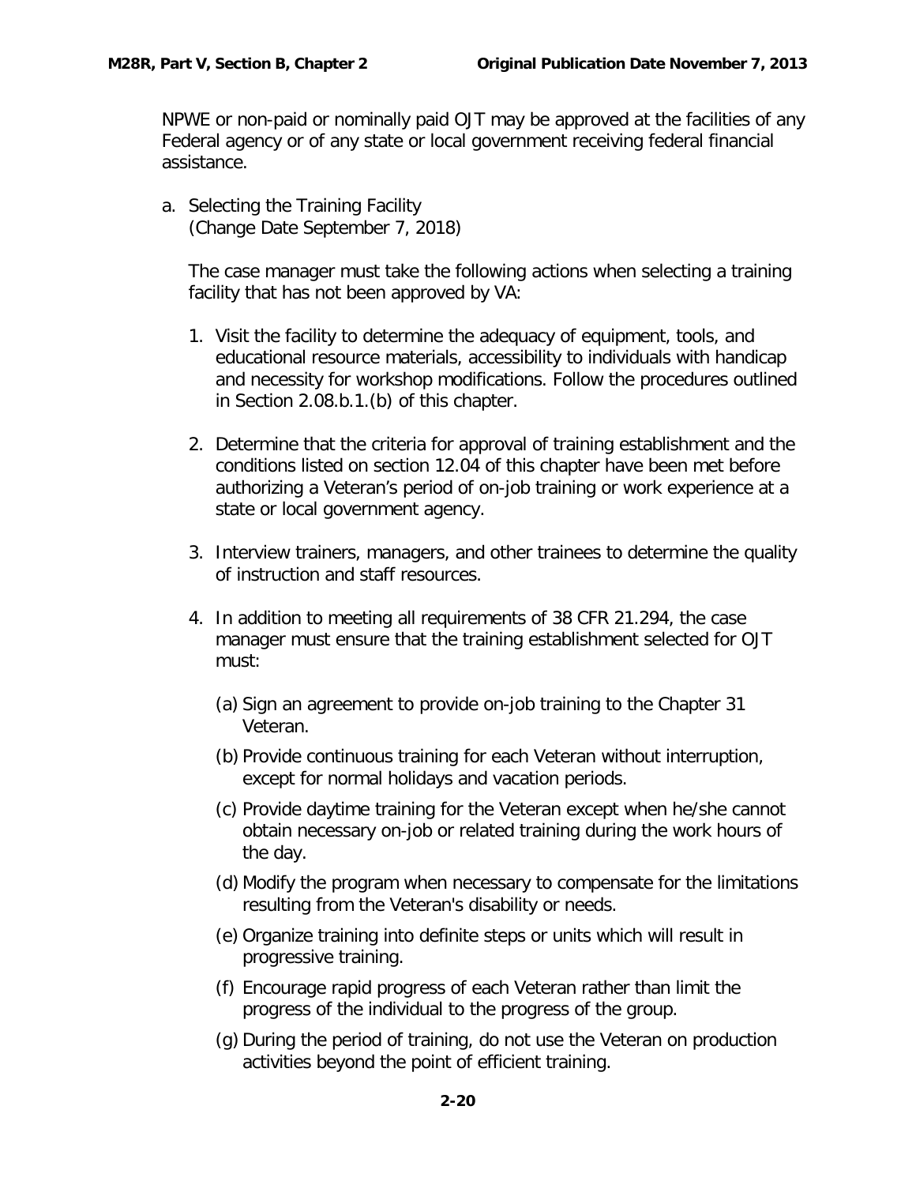NPWE or non-paid or nominally paid OJT may be approved at the facilities of any Federal agency or of any state or local government receiving federal financial assistance.

a. Selecting the Training Facility
   (Change Date September 7, 2018)

   The case manager must take the following actions when selecting a training facility that has not been approved by VA:

   1. Visit the facility to determine the adequacy of equipment, tools, and educational resource materials, accessibility to individuals with handicap and necessity for workshop modifications. Follow the procedures outlined in Section 2.08.b.1.(b) of this chapter.

   2. Determine that the criteria for approval of training establishment and the conditions listed on section 12.04 of this chapter have been met before authorizing a Veteran's period of on-job training or work experience at a state or local government agency.

   3. Interview trainers, managers, and other trainees to determine the quality of instruction and staff resources.

   4. In addition to meeting all requirements of 38 CFR 21.294, the case manager must ensure that the training establishment selected for OJT must:

      (a) Sign an agreement to provide on-job training to the Chapter 31 Veteran.

      (b) Provide continuous training for each Veteran without interruption, except for normal holidays and vacation periods.

      (c) Provide daytime training for the Veteran except when he/she cannot obtain necessary on-job or related training during the work hours of the day.

      (d) Modify the program when necessary to compensate for the limitations resulting from the Veteran's disability or needs.

      (e) Organize training into definite steps or units which will result in progressive training.

      (f) Encourage rapid progress of each Veteran rather than limit the progress of the individual to the progress of the group.

      (g) During the period of training, do not use the Veteran on production activities beyond the point of efficient training.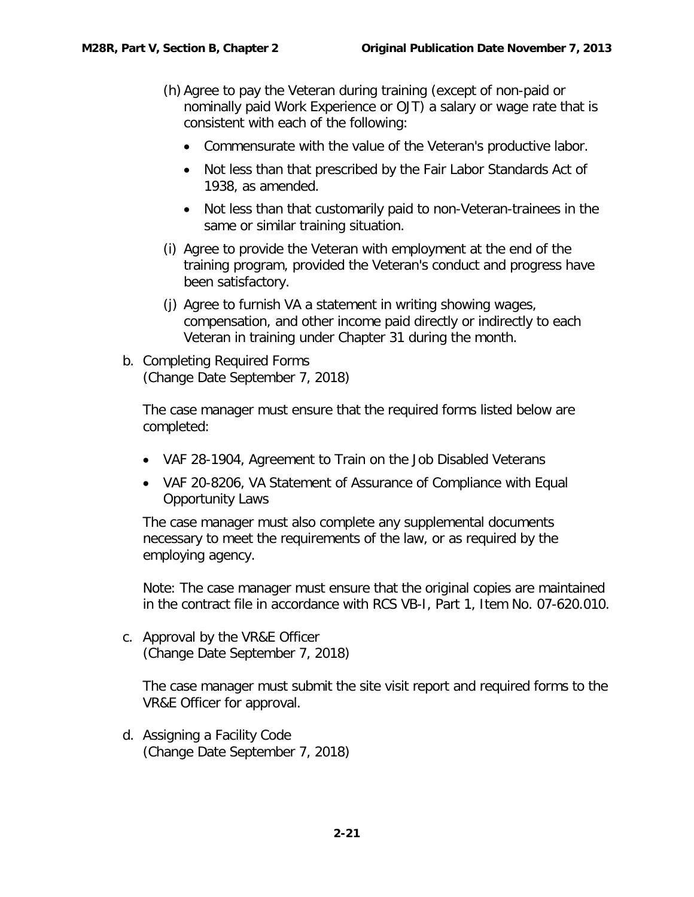(h) Agree to pay the Veteran during training (except of non-paid or nominally paid Work Experience or OJT) a salary or wage rate that is consistent with each of the following:

- Commensurate with the value of the Veteran's productive labor.
- Not less than that prescribed by the Fair Labor Standards Act of 1938, as amended.
- Not less than that customarily paid to non-Veteran-trainees in the same or similar training situation.

(i) Agree to provide the Veteran with employment at the end of the training program, provided the Veteran's conduct and progress have been satisfactory.

(j) Agree to furnish VA a statement in writing showing wages, compensation, and other income paid directly or indirectly to each Veteran in training under Chapter 31 during the month.

b. Completing Required Forms
(Change Date September 7, 2018)

The case manager must ensure that the required forms listed below are completed:

- VAF 28-1904, Agreement to Train on the Job Disabled Veterans
- VAF 20-8206, VA Statement of Assurance of Compliance with Equal Opportunity Laws

The case manager must also complete any supplemental documents necessary to meet the requirements of the law, or as required by the employing agency.

Note: The case manager must ensure that the original copies are maintained in the contract file in accordance with RCS VB-I, Part 1, Item No. 07-620.010.

c. Approval by the VR&E Officer
(Change Date September 7, 2018)

The case manager must submit the site visit report and required forms to the VR&E Officer for approval.

d. Assigning a Facility Code
(Change Date September 7, 2018)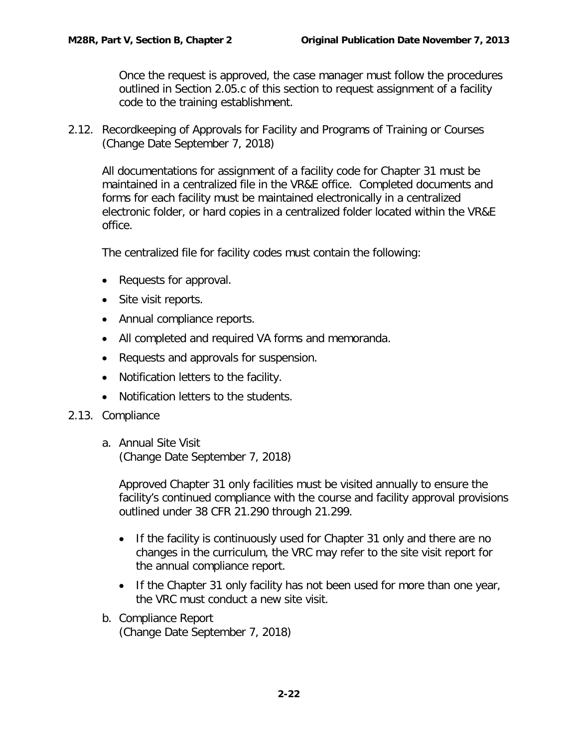Once the request is approved, the case manager must follow the procedures outlined in Section 2.05.c of this section to request assignment of a facility code to the training establishment.

## 2.12. Recordkeeping of Approvals for Facility and Programs of Training or Courses (Change Date September 7, 2018)

All documentations for assignment of a facility code for Chapter 31 must be maintained in a centralized file in the VR&E office. Completed documents and forms for each facility must be maintained electronically in a centralized electronic folder, or hard copies in a centralized folder located within the VR&E office.

The centralized file for facility codes must contain the following:

- Requests for approval.
- Site visit reports.
- Annual compliance reports.
- All completed and required VA forms and memoranda.
- Requests and approvals for suspension.
- Notification letters to the facility.
- Notification letters to the students.

## 2.13. Compliance

### a. Annual Site Visit (Change Date September 7, 2018)

Approved Chapter 31 only facilities must be visited annually to ensure the facility's continued compliance with the course and facility approval provisions outlined under 38 CFR 21.290 through 21.299.

- If the facility is continuously used for Chapter 31 only and there are no changes in the curriculum, the VRC may refer to the site visit report for the annual compliance report.
- If the Chapter 31 only facility has not been used for more than one year, the VRC must conduct a new site visit.

### b. Compliance Report (Change Date September 7, 2018)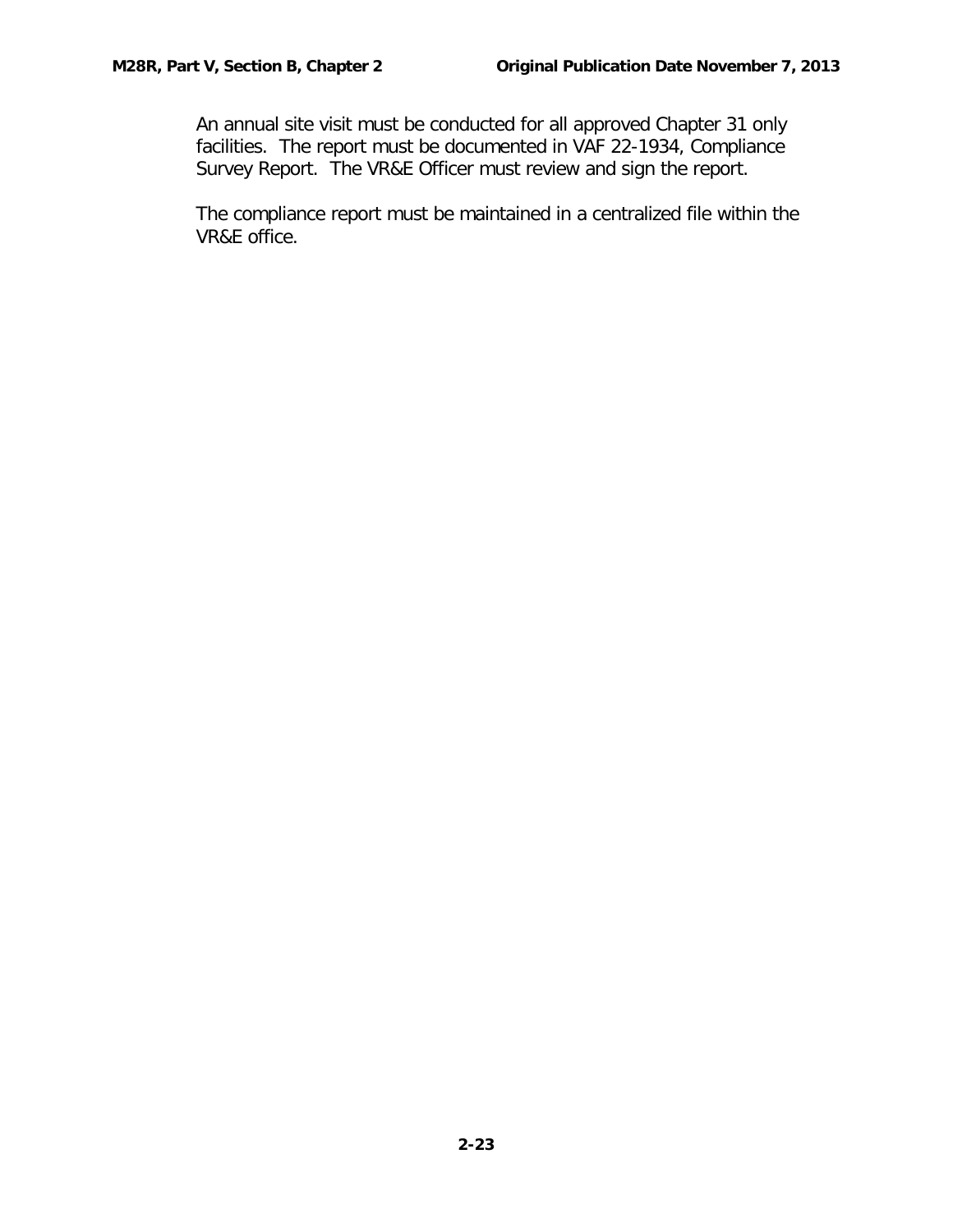An annual site visit must be conducted for all approved Chapter 31 only facilities. The report must be documented in VAF 22-1934, Compliance Survey Report. The VR&E Officer must review and sign the report.

The compliance report must be maintained in a centralized file within the VR&E office.